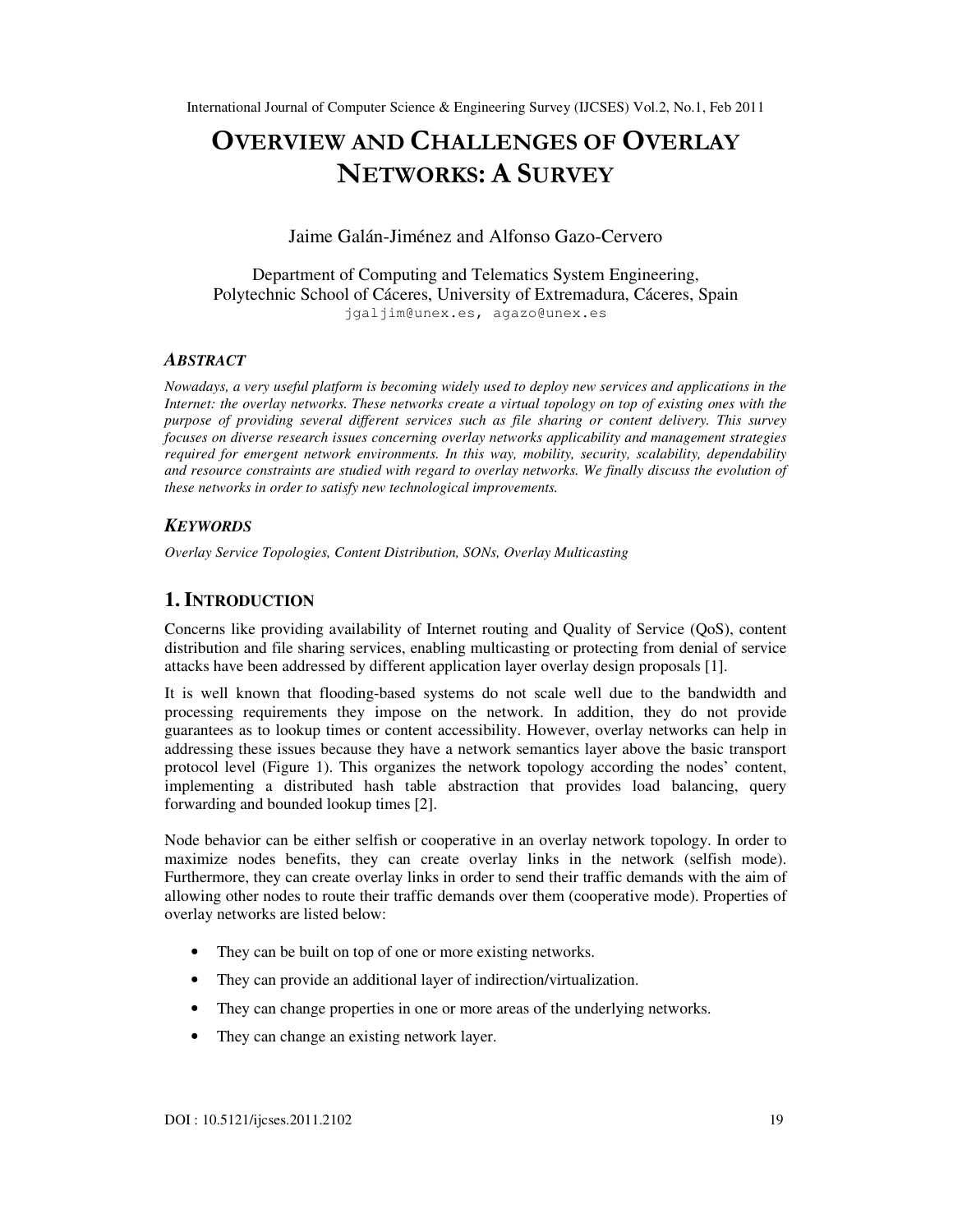# OVERVIEW AND CHALLENGES OF OVERLAY NETWORKS: A SURVEY

Jaime Galán-Jiménez and Alfonso Gazo-Cervero

Department of Computing and Telematics System Engineering,
Polytechnic School of Cáceres, University of Extremadura, Cáceres, Spain
jgaljim@unex.es, agazo@unex.es

### *ABSTRACT*

*Nowadays, a very useful platform is becoming widely used to deploy new services and applications in the Internet: the overlay networks. These networks create a virtual topology on top of existing ones with the purpose of providing several different services such as file sharing or content delivery. This survey focuses on diverse research issues concerning overlay networks applicability and management strategies required for emergent network environments. In this way, mobility, security, scalability, dependability and resource constraints are studied with regard to overlay networks. We finally discuss the evolution of these networks in order to satisfy new technological improvements.*

### *KEYWORDS*

*Overlay Service Topologies, Content Distribution, SONs, Overlay Multicasting*

## 1. INTRODUCTION

Concerns like providing availability of Internet routing and Quality of Service (QoS), content distribution and file sharing services, enabling multicasting or protecting from denial of service attacks have been addressed by different application layer overlay design proposals [1].

It is well known that flooding-based systems do not scale well due to the bandwidth and processing requirements they impose on the network. In addition, they do not provide guarantees as to lookup times or content accessibility. However, overlay networks can help in addressing these issues because they have a network semantics layer above the basic transport protocol level (Figure 1). This organizes the network topology according the nodes' content, implementing a distributed hash table abstraction that provides load balancing, query forwarding and bounded lookup times [2].

Node behavior can be either selfish or cooperative in an overlay network topology. In order to maximize nodes benefits, they can create overlay links in the network (selfish mode). Furthermore, they can create overlay links in order to send their traffic demands with the aim of allowing other nodes to route their traffic demands over them (cooperative mode). Properties of overlay networks are listed below:

- They can be built on top of one or more existing networks.
- They can provide an additional layer of indirection/virtualization.
- They can change properties in one or more areas of the underlying networks.
- They can change an existing network layer.

DOI : 10.5121/ijcses.2011.2102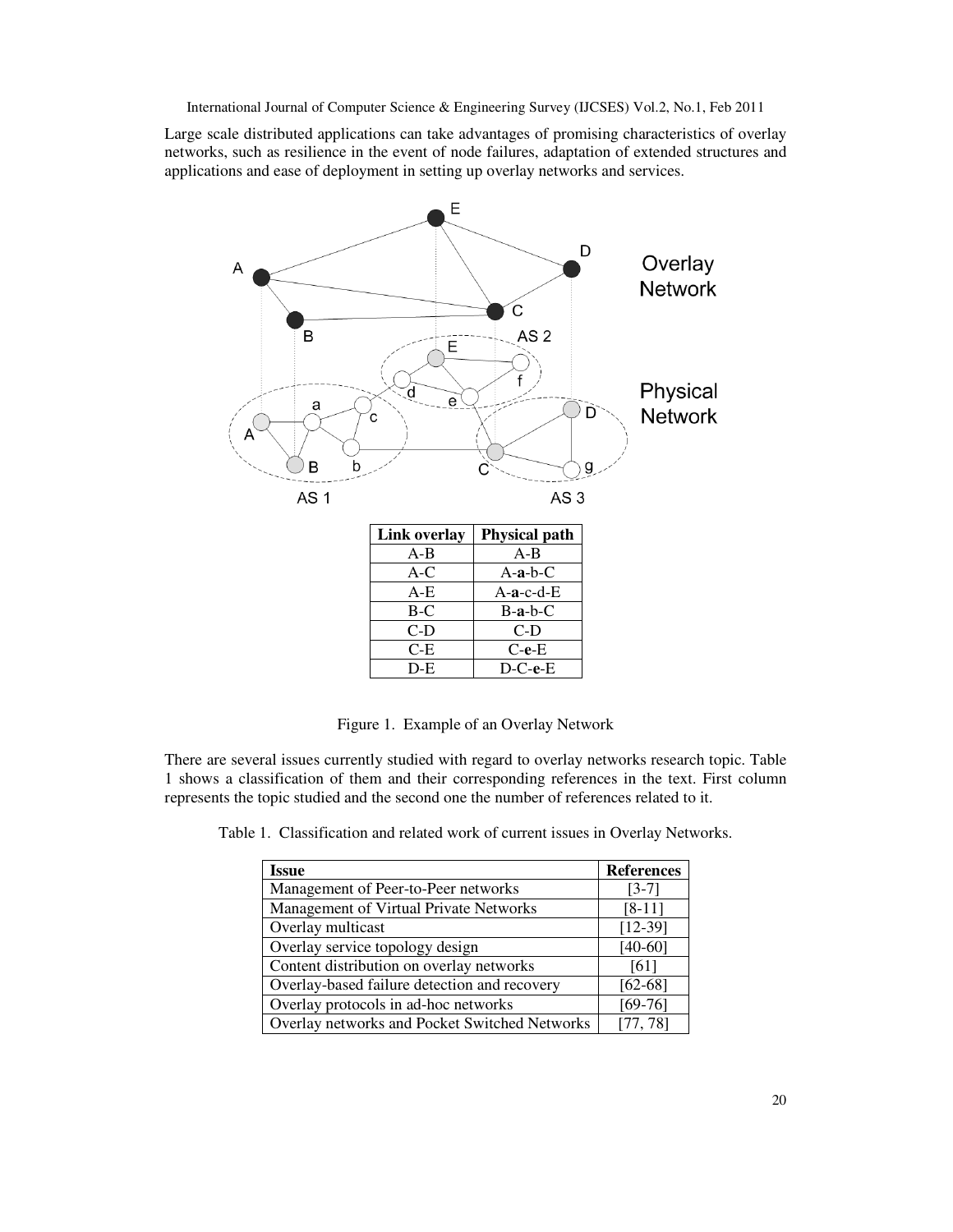Large scale distributed applications can take advantages of promising characteristics of overlay networks, such as resilience in the event of node failures, adaptation of extended structures and applications and ease of deployment in setting up overlay networks and services.

| Link overlay | Physical path |
|---|---|
| A-B | A-B |
| A-C | A-**a**-b-C |
| A-E | A-**a**-c-d-E |
| B-C | B-**a**-b-C |
| C-D | C-D |
| C-E | C-**e**-E |
| D-E | D-C-**e**-E |

Figure 1. Example of an Overlay Network

There are several issues currently studied with regard to overlay networks research topic. Table 1 shows a classification of them and their corresponding references in the text. First column represents the topic studied and the second one the number of references related to it.

Table 1. Classification and related work of current issues in Overlay Networks.

| Issue | References |
|---|---|
| Management of Peer-to-Peer networks | [3-7] |
| Management of Virtual Private Networks | [8-11] |
| Overlay multicast | [12-39] |
| Overlay service topology design | [40-60] |
| Content distribution on overlay networks | [61] |
| Overlay-based failure detection and recovery | [62-68] |
| Overlay protocols in ad-hoc networks | [69-76] |
| Overlay networks and Pocket Switched Networks | [77, 78] |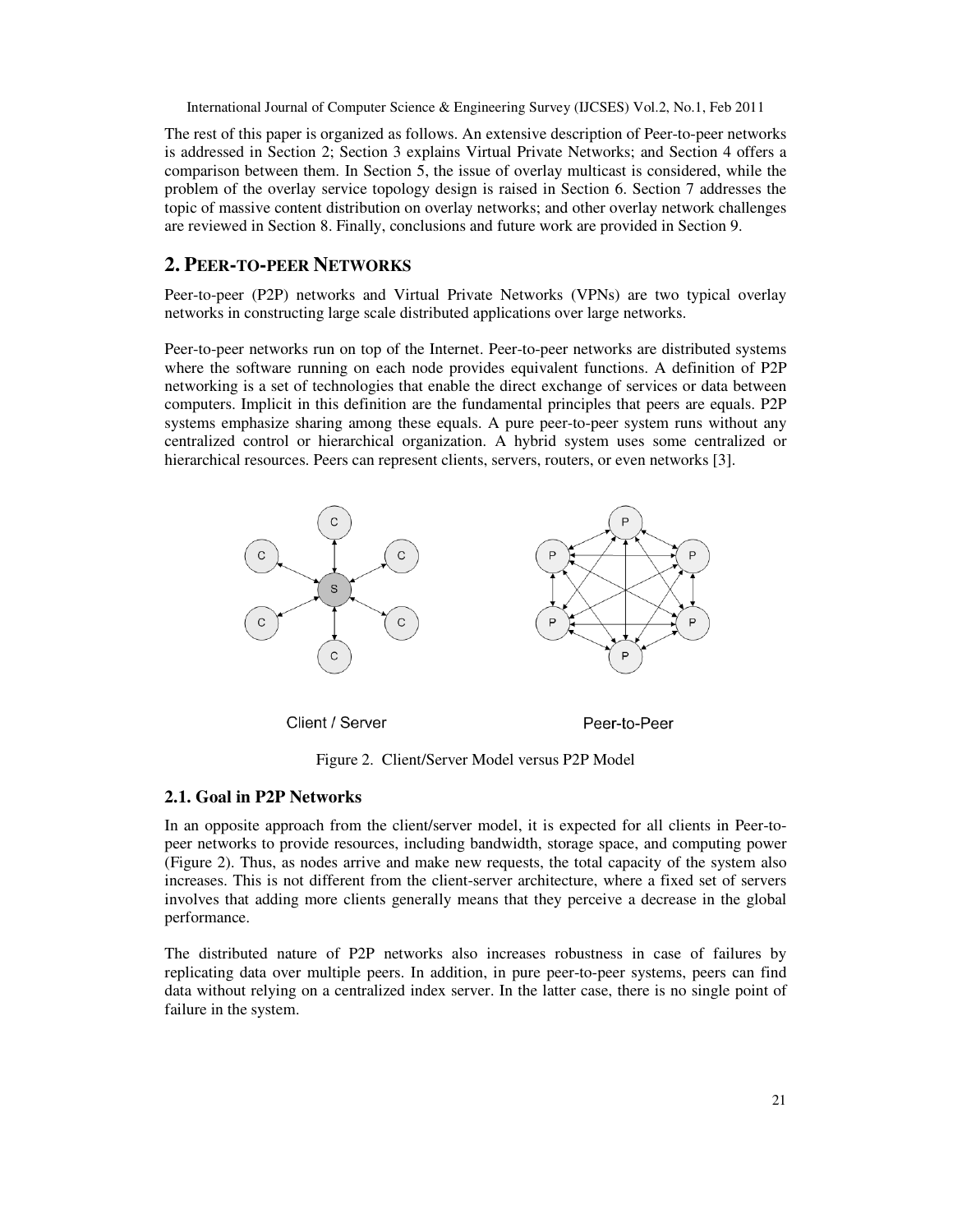The rest of this paper is organized as follows. An extensive description of Peer-to-peer networks is addressed in Section 2; Section 3 explains Virtual Private Networks; and Section 4 offers a comparison between them. In Section 5, the issue of overlay multicast is considered, while the problem of the overlay service topology design is raised in Section 6. Section 7 addresses the topic of massive content distribution on overlay networks; and other overlay network challenges are reviewed in Section 8. Finally, conclusions and future work are provided in Section 9.

## 2. PEER-TO-PEER NETWORKS

Peer-to-peer (P2P) networks and Virtual Private Networks (VPNs) are two typical overlay networks in constructing large scale distributed applications over large networks.

Peer-to-peer networks run on top of the Internet. Peer-to-peer networks are distributed systems where the software running on each node provides equivalent functions. A definition of P2P networking is a set of technologies that enable the direct exchange of services or data between computers. Implicit in this definition are the fundamental principles that peers are equals. P2P systems emphasize sharing among these equals. A pure peer-to-peer system runs without any centralized control or hierarchical organization. A hybrid system uses some centralized or hierarchical resources. Peers can represent clients, servers, routers, or even networks [3].

Figure 2. Client/Server Model versus P2P Model

### 2.1. Goal in P2P Networks

In an opposite approach from the client/server model, it is expected for all clients in Peer-to-peer networks to provide resources, including bandwidth, storage space, and computing power (Figure 2). Thus, as nodes arrive and make new requests, the total capacity of the system also increases. This is not different from the client-server architecture, where a fixed set of servers involves that adding more clients generally means that they perceive a decrease in the global performance.

The distributed nature of P2P networks also increases robustness in case of failures by replicating data over multiple peers. In addition, in pure peer-to-peer systems, peers can find data without relying on a centralized index server. In the latter case, there is no single point of failure in the system.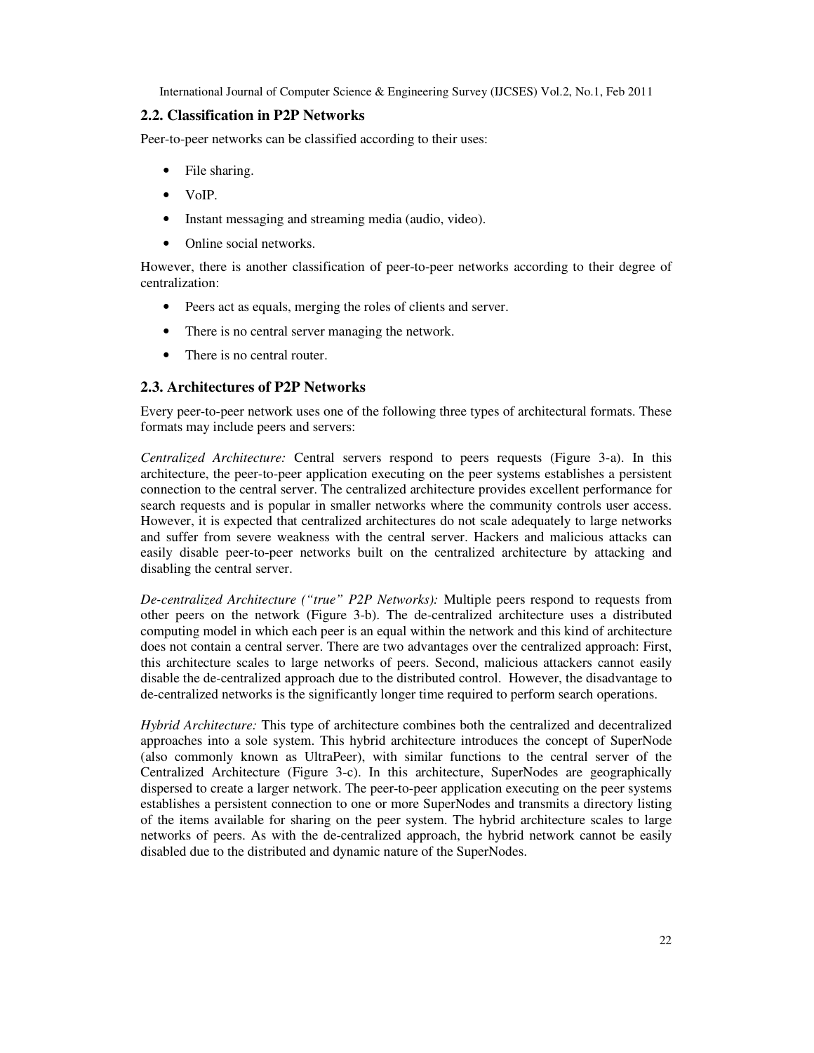## 2.2. Classification in P2P Networks

Peer-to-peer networks can be classified according to their uses:

- File sharing.
- VoIP.
- Instant messaging and streaming media (audio, video).
- Online social networks.

However, there is another classification of peer-to-peer networks according to their degree of centralization:

- Peers act as equals, merging the roles of clients and server.
- There is no central server managing the network.
- There is no central router.

## 2.3. Architectures of P2P Networks

Every peer-to-peer network uses one of the following three types of architectural formats. These formats may include peers and servers:

*Centralized Architecture:* Central servers respond to peers requests (Figure 3-a). In this architecture, the peer-to-peer application executing on the peer systems establishes a persistent connection to the central server. The centralized architecture provides excellent performance for search requests and is popular in smaller networks where the community controls user access. However, it is expected that centralized architectures do not scale adequately to large networks and suffer from severe weakness with the central server. Hackers and malicious attacks can easily disable peer-to-peer networks built on the centralized architecture by attacking and disabling the central server.

*De-centralized Architecture ("true" P2P Networks):* Multiple peers respond to requests from other peers on the network (Figure 3-b). The de-centralized architecture uses a distributed computing model in which each peer is an equal within the network and this kind of architecture does not contain a central server. There are two advantages over the centralized approach: First, this architecture scales to large networks of peers. Second, malicious attackers cannot easily disable the de-centralized approach due to the distributed control. However, the disadvantage to de-centralized networks is the significantly longer time required to perform search operations.

*Hybrid Architecture:* This type of architecture combines both the centralized and decentralized approaches into a sole system. This hybrid architecture introduces the concept of SuperNode (also commonly known as UltraPeer), with similar functions to the central server of the Centralized Architecture (Figure 3-c). In this architecture, SuperNodes are geographically dispersed to create a larger network. The peer-to-peer application executing on the peer systems establishes a persistent connection to one or more SuperNodes and transmits a directory listing of the items available for sharing on the peer system. The hybrid architecture scales to large networks of peers. As with the de-centralized approach, the hybrid network cannot be easily disabled due to the distributed and dynamic nature of the SuperNodes.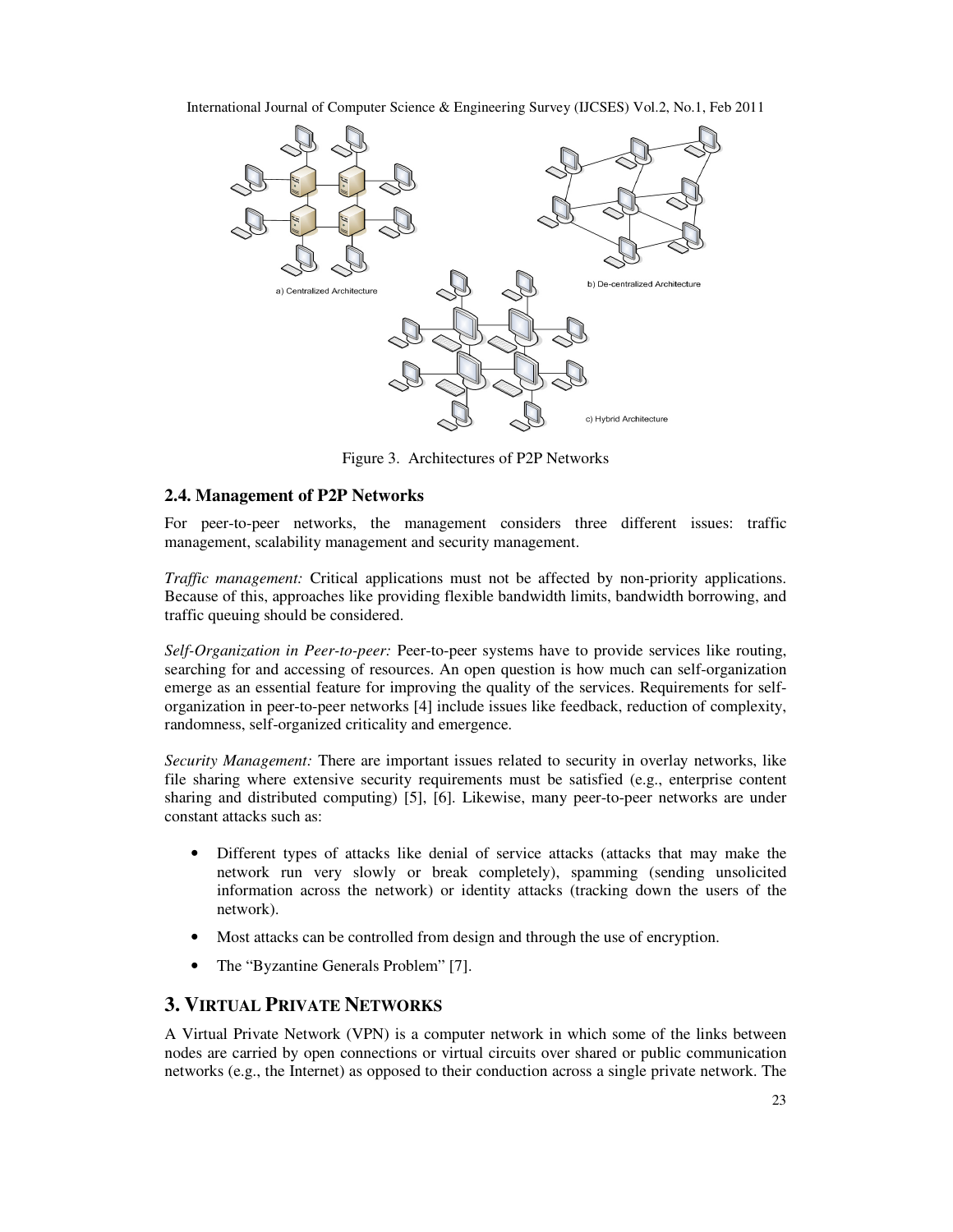Figure 3. Architectures of P2P Networks

### 2.4. Management of P2P Networks

For peer-to-peer networks, the management considers three different issues: traffic management, scalability management and security management.

*Traffic management:* Critical applications must not be affected by non-priority applications. Because of this, approaches like providing flexible bandwidth limits, bandwidth borrowing, and traffic queuing should be considered.

*Self-Organization in Peer-to-peer:* Peer-to-peer systems have to provide services like routing, searching for and accessing of resources. An open question is how much can self-organization emerge as an essential feature for improving the quality of the services. Requirements for self-organization in peer-to-peer networks [4] include issues like feedback, reduction of complexity, randomness, self-organized criticality and emergence.

*Security Management:* There are important issues related to security in overlay networks, like file sharing where extensive security requirements must be satisfied (e.g., enterprise content sharing and distributed computing) [5], [6]. Likewise, many peer-to-peer networks are under constant attacks such as:

- Different types of attacks like denial of service attacks (attacks that may make the network run very slowly or break completely), spamming (sending unsolicited information across the network) or identity attacks (tracking down the users of the network).
- Most attacks can be controlled from design and through the use of encryption.
- The "Byzantine Generals Problem" [7].

## 3. Virtual Private Networks

A Virtual Private Network (VPN) is a computer network in which some of the links between nodes are carried by open connections or virtual circuits over shared or public communication networks (e.g., the Internet) as opposed to their conduction across a single private network. The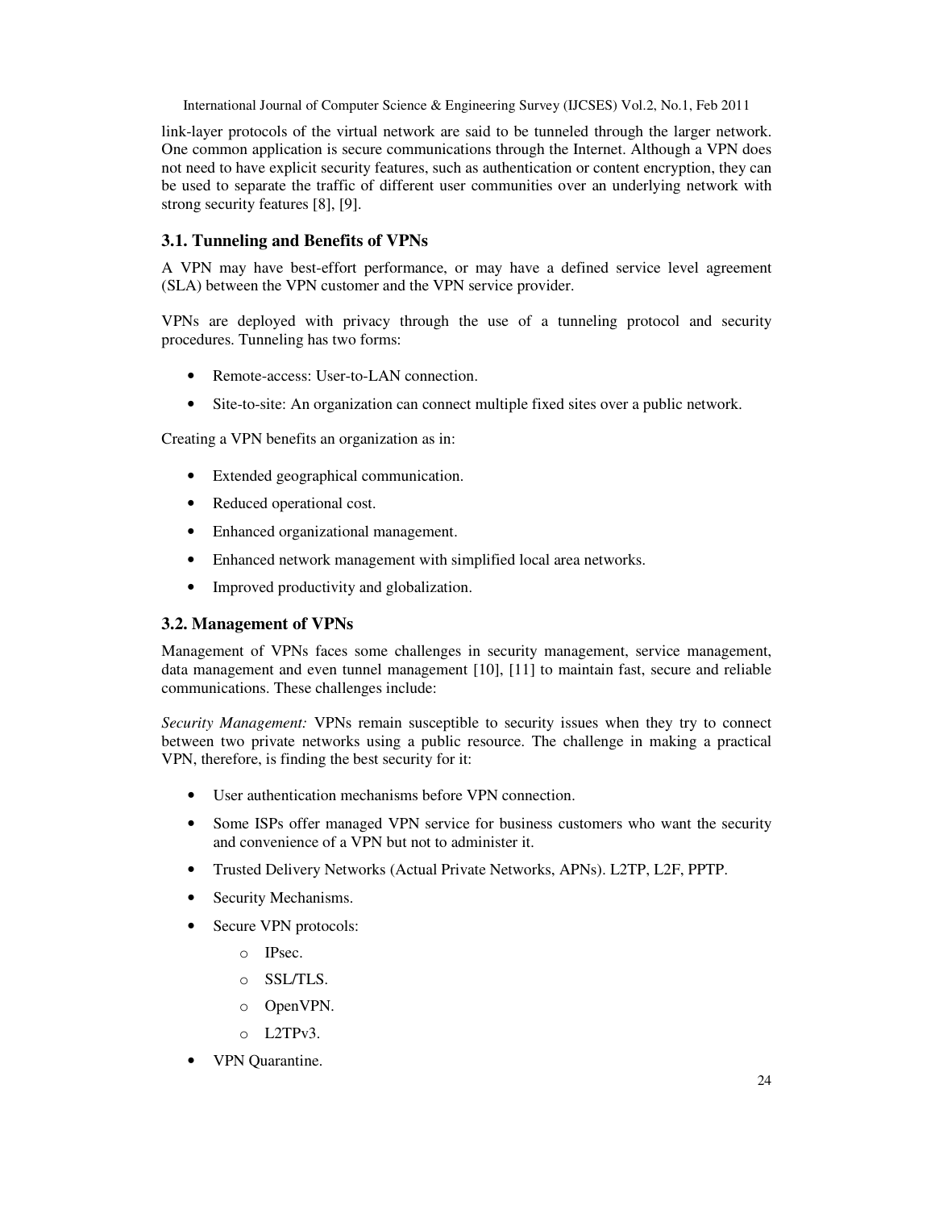link-layer protocols of the virtual network are said to be tunneled through the larger network. One common application is secure communications through the Internet. Although a VPN does not need to have explicit security features, such as authentication or content encryption, they can be used to separate the traffic of different user communities over an underlying network with strong security features [8], [9].

### 3.1. Tunneling and Benefits of VPNs

A VPN may have best-effort performance, or may have a defined service level agreement (SLA) between the VPN customer and the VPN service provider.

VPNs are deployed with privacy through the use of a tunneling protocol and security procedures. Tunneling has two forms:

- Remote-access: User-to-LAN connection.
- Site-to-site: An organization can connect multiple fixed sites over a public network.

Creating a VPN benefits an organization as in:

- Extended geographical communication.
- Reduced operational cost.
- Enhanced organizational management.
- Enhanced network management with simplified local area networks.
- Improved productivity and globalization.

### 3.2. Management of VPNs

Management of VPNs faces some challenges in security management, service management, data management and even tunnel management [10], [11] to maintain fast, secure and reliable communications. These challenges include:

*Security Management:* VPNs remain susceptible to security issues when they try to connect between two private networks using a public resource. The challenge in making a practical VPN, therefore, is finding the best security for it:

- User authentication mechanisms before VPN connection.
- Some ISPs offer managed VPN service for business customers who want the security and convenience of a VPN but not to administer it.
- Trusted Delivery Networks (Actual Private Networks, APNs). L2TP, L2F, PPTP.
- Security Mechanisms.
- Secure VPN protocols:
  - IPsec.
  - SSL/TLS.
  - OpenVPN.
  - L2TPv3.
- VPN Quarantine.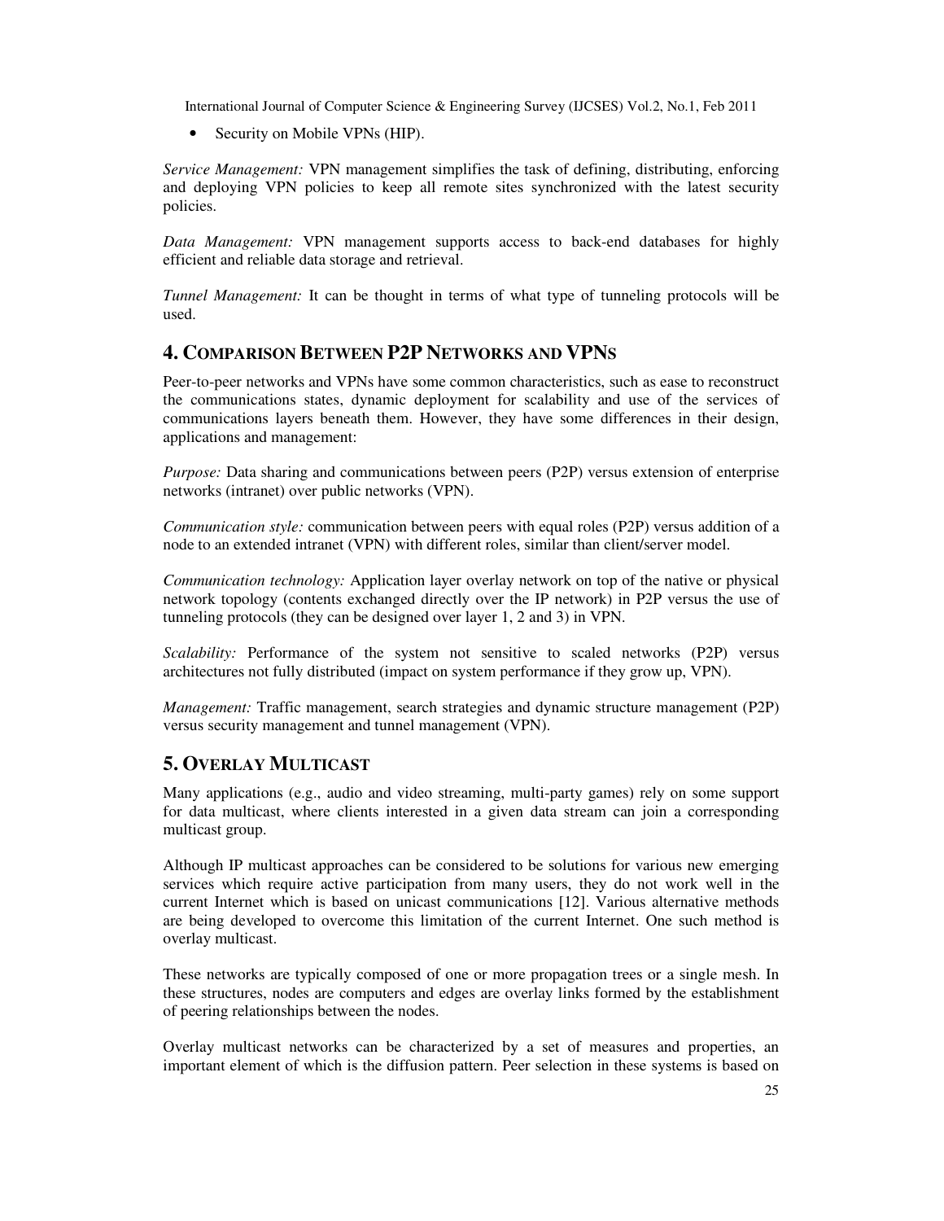- Security on Mobile VPNs (HIP).

*Service Management:* VPN management simplifies the task of defining, distributing, enforcing and deploying VPN policies to keep all remote sites synchronized with the latest security policies.

*Data Management:* VPN management supports access to back-end databases for highly efficient and reliable data storage and retrieval.

*Tunnel Management:* It can be thought in terms of what type of tunneling protocols will be used.

## 4. Comparison Between P2P Networks and VPNs

Peer-to-peer networks and VPNs have some common characteristics, such as ease to reconstruct the communications states, dynamic deployment for scalability and use of the services of communications layers beneath them. However, they have some differences in their design, applications and management:

*Purpose:* Data sharing and communications between peers (P2P) versus extension of enterprise networks (intranet) over public networks (VPN).

*Communication style:* communication between peers with equal roles (P2P) versus addition of a node to an extended intranet (VPN) with different roles, similar than client/server model.

*Communication technology:* Application layer overlay network on top of the native or physical network topology (contents exchanged directly over the IP network) in P2P versus the use of tunneling protocols (they can be designed over layer 1, 2 and 3) in VPN.

*Scalability:* Performance of the system not sensitive to scaled networks (P2P) versus architectures not fully distributed (impact on system performance if they grow up, VPN).

*Management:* Traffic management, search strategies and dynamic structure management (P2P) versus security management and tunnel management (VPN).

## 5. Overlay Multicast

Many applications (e.g., audio and video streaming, multi-party games) rely on some support for data multicast, where clients interested in a given data stream can join a corresponding multicast group.

Although IP multicast approaches can be considered to be solutions for various new emerging services which require active participation from many users, they do not work well in the current Internet which is based on unicast communications [12]. Various alternative methods are being developed to overcome this limitation of the current Internet. One such method is overlay multicast.

These networks are typically composed of one or more propagation trees or a single mesh. In these structures, nodes are computers and edges are overlay links formed by the establishment of peering relationships between the nodes.

Overlay multicast networks can be characterized by a set of measures and properties, an important element of which is the diffusion pattern. Peer selection in these systems is based on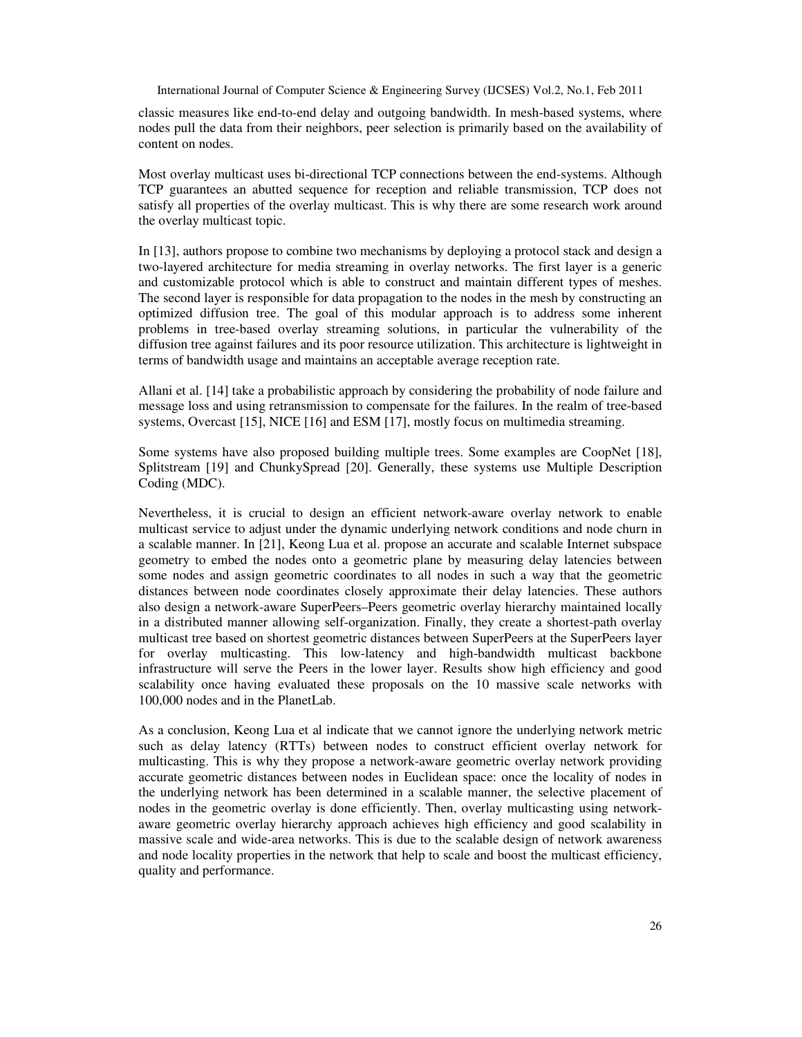classic measures like end-to-end delay and outgoing bandwidth. In mesh-based systems, where nodes pull the data from their neighbors, peer selection is primarily based on the availability of content on nodes.

Most overlay multicast uses bi-directional TCP connections between the end-systems. Although TCP guarantees an abutted sequence for reception and reliable transmission, TCP does not satisfy all properties of the overlay multicast. This is why there are some research work around the overlay multicast topic.

In [13], authors propose to combine two mechanisms by deploying a protocol stack and design a two-layered architecture for media streaming in overlay networks. The first layer is a generic and customizable protocol which is able to construct and maintain different types of meshes. The second layer is responsible for data propagation to the nodes in the mesh by constructing an optimized diffusion tree. The goal of this modular approach is to address some inherent problems in tree-based overlay streaming solutions, in particular the vulnerability of the diffusion tree against failures and its poor resource utilization. This architecture is lightweight in terms of bandwidth usage and maintains an acceptable average reception rate.

Allani et al. [14] take a probabilistic approach by considering the probability of node failure and message loss and using retransmission to compensate for the failures. In the realm of tree-based systems, Overcast [15], NICE [16] and ESM [17], mostly focus on multimedia streaming.

Some systems have also proposed building multiple trees. Some examples are CoopNet [18], Splitstream [19] and ChunkySpread [20]. Generally, these systems use Multiple Description Coding (MDC).

Nevertheless, it is crucial to design an efficient network-aware overlay network to enable multicast service to adjust under the dynamic underlying network conditions and node churn in a scalable manner. In [21], Keong Lua et al. propose an accurate and scalable Internet subspace geometry to embed the nodes onto a geometric plane by measuring delay latencies between some nodes and assign geometric coordinates to all nodes in such a way that the geometric distances between node coordinates closely approximate their delay latencies. These authors also design a network-aware SuperPeers–Peers geometric overlay hierarchy maintained locally in a distributed manner allowing self-organization. Finally, they create a shortest-path overlay multicast tree based on shortest geometric distances between SuperPeers at the SuperPeers layer for overlay multicasting. This low-latency and high-bandwidth multicast backbone infrastructure will serve the Peers in the lower layer. Results show high efficiency and good scalability once having evaluated these proposals on the 10 massive scale networks with 100,000 nodes and in the PlanetLab.

As a conclusion, Keong Lua et al indicate that we cannot ignore the underlying network metric such as delay latency (RTTs) between nodes to construct efficient overlay network for multicasting. This is why they propose a network-aware geometric overlay network providing accurate geometric distances between nodes in Euclidean space: once the locality of nodes in the underlying network has been determined in a scalable manner, the selective placement of nodes in the geometric overlay is done efficiently. Then, overlay multicasting using network-aware geometric overlay hierarchy approach achieves high efficiency and good scalability in massive scale and wide-area networks. This is due to the scalable design of network awareness and node locality properties in the network that help to scale and boost the multicast efficiency, quality and performance.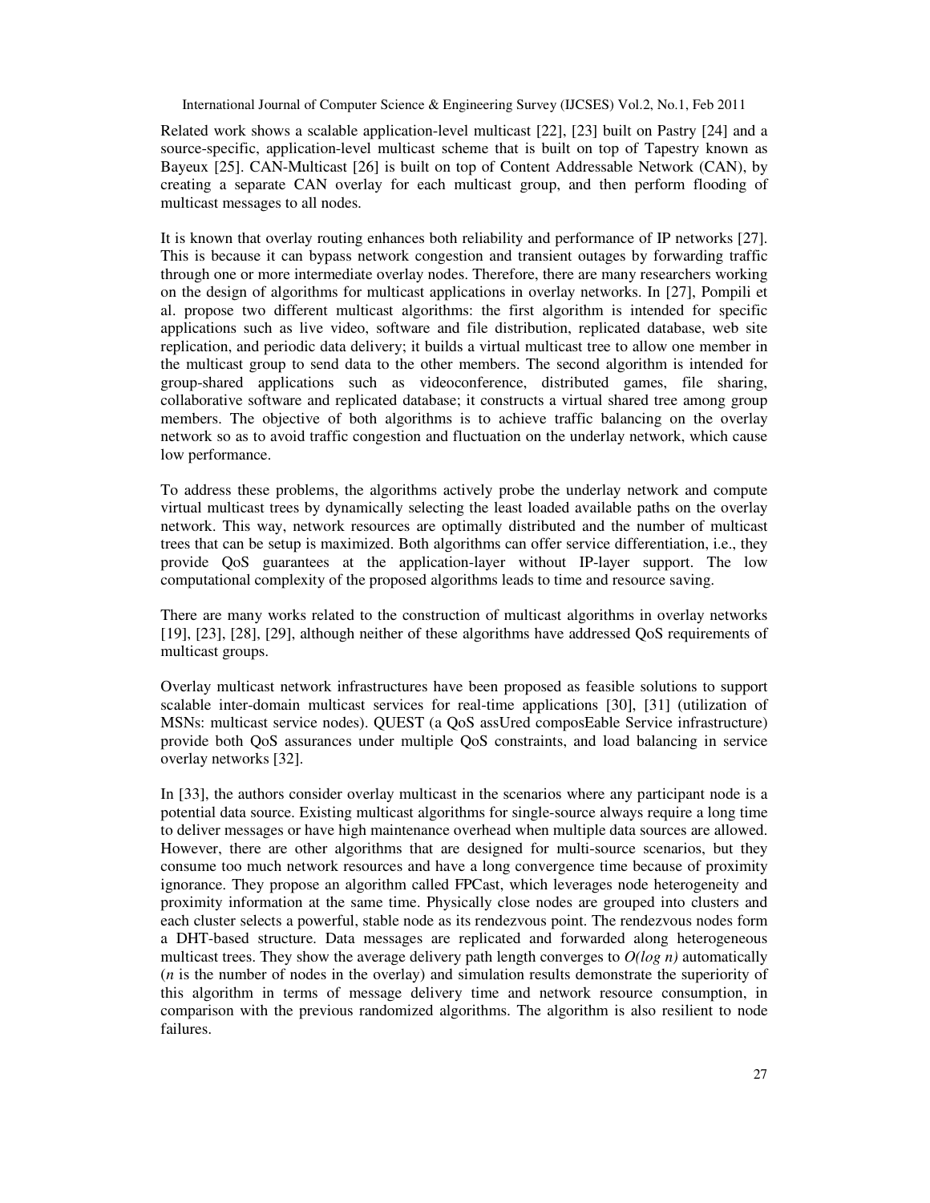Related work shows a scalable application-level multicast [22], [23] built on Pastry [24] and a source-specific, application-level multicast scheme that is built on top of Tapestry known as Bayeux [25]. CAN-Multicast [26] is built on top of Content Addressable Network (CAN), by creating a separate CAN overlay for each multicast group, and then perform flooding of multicast messages to all nodes.

It is known that overlay routing enhances both reliability and performance of IP networks [27]. This is because it can bypass network congestion and transient outages by forwarding traffic through one or more intermediate overlay nodes. Therefore, there are many researchers working on the design of algorithms for multicast applications in overlay networks. In [27], Pompili et al. propose two different multicast algorithms: the first algorithm is intended for specific applications such as live video, software and file distribution, replicated database, web site replication, and periodic data delivery; it builds a virtual multicast tree to allow one member in the multicast group to send data to the other members. The second algorithm is intended for group-shared applications such as videoconference, distributed games, file sharing, collaborative software and replicated database; it constructs a virtual shared tree among group members. The objective of both algorithms is to achieve traffic balancing on the overlay network so as to avoid traffic congestion and fluctuation on the underlay network, which cause low performance.

To address these problems, the algorithms actively probe the underlay network and compute virtual multicast trees by dynamically selecting the least loaded available paths on the overlay network. This way, network resources are optimally distributed and the number of multicast trees that can be setup is maximized. Both algorithms can offer service differentiation, i.e., they provide QoS guarantees at the application-layer without IP-layer support. The low computational complexity of the proposed algorithms leads to time and resource saving.

There are many works related to the construction of multicast algorithms in overlay networks [19], [23], [28], [29], although neither of these algorithms have addressed QoS requirements of multicast groups.

Overlay multicast network infrastructures have been proposed as feasible solutions to support scalable inter-domain multicast services for real-time applications [30], [31] (utilization of MSNs: multicast service nodes). QUEST (a QoS assUred composEable Service infrastructure) provide both QoS assurances under multiple QoS constraints, and load balancing in service overlay networks [32].

In [33], the authors consider overlay multicast in the scenarios where any participant node is a potential data source. Existing multicast algorithms for single-source always require a long time to deliver messages or have high maintenance overhead when multiple data sources are allowed. However, there are other algorithms that are designed for multi-source scenarios, but they consume too much network resources and have a long convergence time because of proximity ignorance. They propose an algorithm called FPCast, which leverages node heterogeneity and proximity information at the same time. Physically close nodes are grouped into clusters and each cluster selects a powerful, stable node as its rendezvous point. The rendezvous nodes form a DHT-based structure. Data messages are replicated and forwarded along heterogeneous multicast trees. They show the average delivery path length converges to $O(\log n)$ automatically ($n$ is the number of nodes in the overlay) and simulation results demonstrate the superiority of this algorithm in terms of message delivery time and network resource consumption, in comparison with the previous randomized algorithms. The algorithm is also resilient to node failures.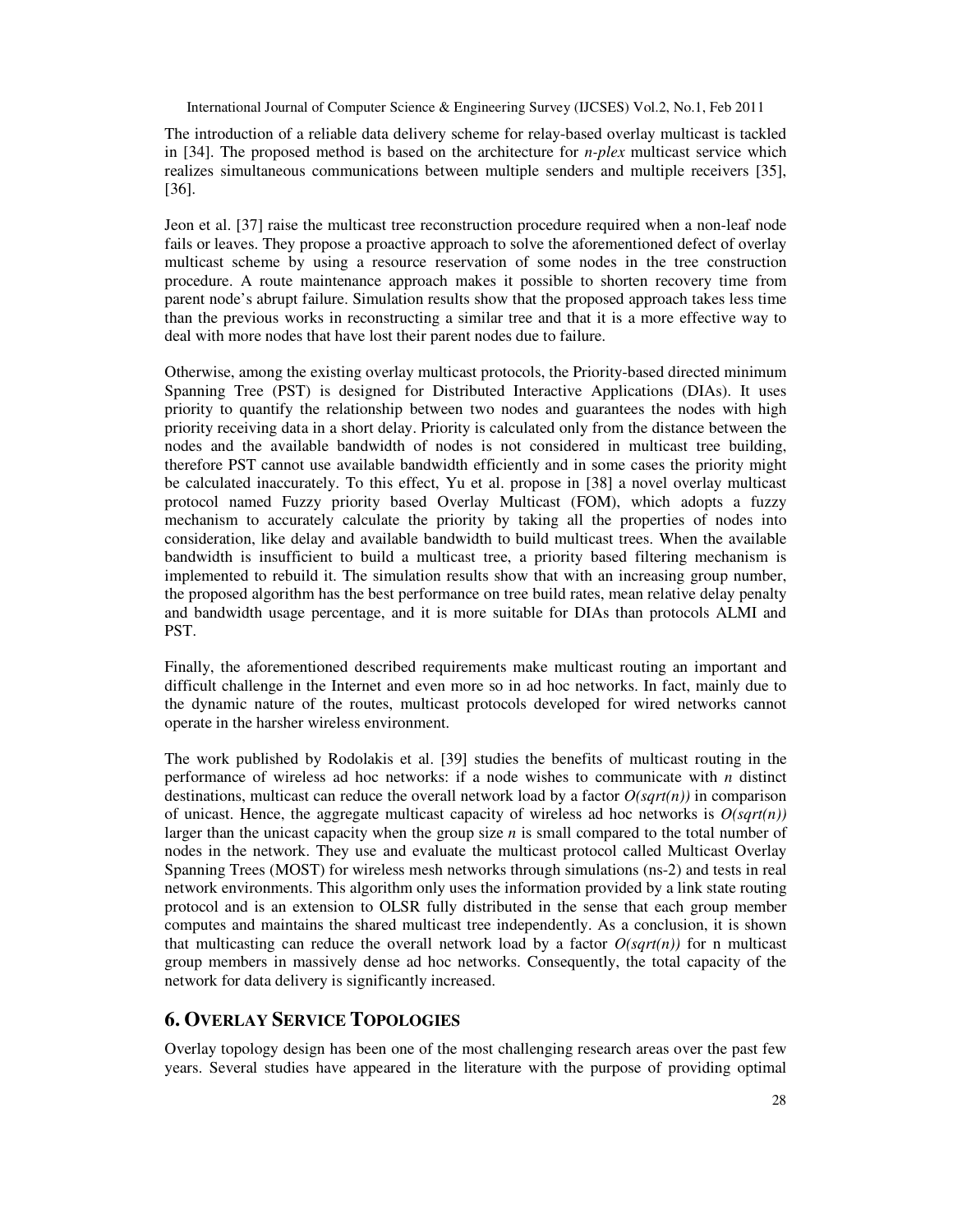The introduction of a reliable data delivery scheme for relay-based overlay multicast is tackled in [34]. The proposed method is based on the architecture for *n-plex* multicast service which realizes simultaneous communications between multiple senders and multiple receivers [35], [36].

Jeon et al. [37] raise the multicast tree reconstruction procedure required when a non-leaf node fails or leaves. They propose a proactive approach to solve the aforementioned defect of overlay multicast scheme by using a resource reservation of some nodes in the tree construction procedure. A route maintenance approach makes it possible to shorten recovery time from parent node's abrupt failure. Simulation results show that the proposed approach takes less time than the previous works in reconstructing a similar tree and that it is a more effective way to deal with more nodes that have lost their parent nodes due to failure.

Otherwise, among the existing overlay multicast protocols, the Priority-based directed minimum Spanning Tree (PST) is designed for Distributed Interactive Applications (DIAs). It uses priority to quantify the relationship between two nodes and guarantees the nodes with high priority receiving data in a short delay. Priority is calculated only from the distance between the nodes and the available bandwidth of nodes is not considered in multicast tree building, therefore PST cannot use available bandwidth efficiently and in some cases the priority might be calculated inaccurately. To this effect, Yu et al. propose in [38] a novel overlay multicast protocol named Fuzzy priority based Overlay Multicast (FOM), which adopts a fuzzy mechanism to accurately calculate the priority by taking all the properties of nodes into consideration, like delay and available bandwidth to build multicast trees. When the available bandwidth is insufficient to build a multicast tree, a priority based filtering mechanism is implemented to rebuild it. The simulation results show that with an increasing group number, the proposed algorithm has the best performance on tree build rates, mean relative delay penalty and bandwidth usage percentage, and it is more suitable for DIAs than protocols ALMI and PST.

Finally, the aforementioned described requirements make multicast routing an important and difficult challenge in the Internet and even more so in ad hoc networks. In fact, mainly due to the dynamic nature of the routes, multicast protocols developed for wired networks cannot operate in the harsher wireless environment.

The work published by Rodolakis et al. [39] studies the benefits of multicast routing in the performance of wireless ad hoc networks: if a node wishes to communicate with $n$ distinct destinations, multicast can reduce the overall network load by a factor $O(sqrt(n))$ in comparison of unicast. Hence, the aggregate multicast capacity of wireless ad hoc networks is $O(sqrt(n))$ larger than the unicast capacity when the group size $n$ is small compared to the total number of nodes in the network. They use and evaluate the multicast protocol called Multicast Overlay Spanning Trees (MOST) for wireless mesh networks through simulations (ns-2) and tests in real network environments. This algorithm only uses the information provided by a link state routing protocol and is an extension to OLSR fully distributed in the sense that each group member computes and maintains the shared multicast tree independently. As a conclusion, it is shown that multicasting can reduce the overall network load by a factor $O(sqrt(n))$ for n multicast group members in massively dense ad hoc networks. Consequently, the total capacity of the network for data delivery is significantly increased.

## 6. Overlay Service Topologies

Overlay topology design has been one of the most challenging research areas over the past few years. Several studies have appeared in the literature with the purpose of providing optimal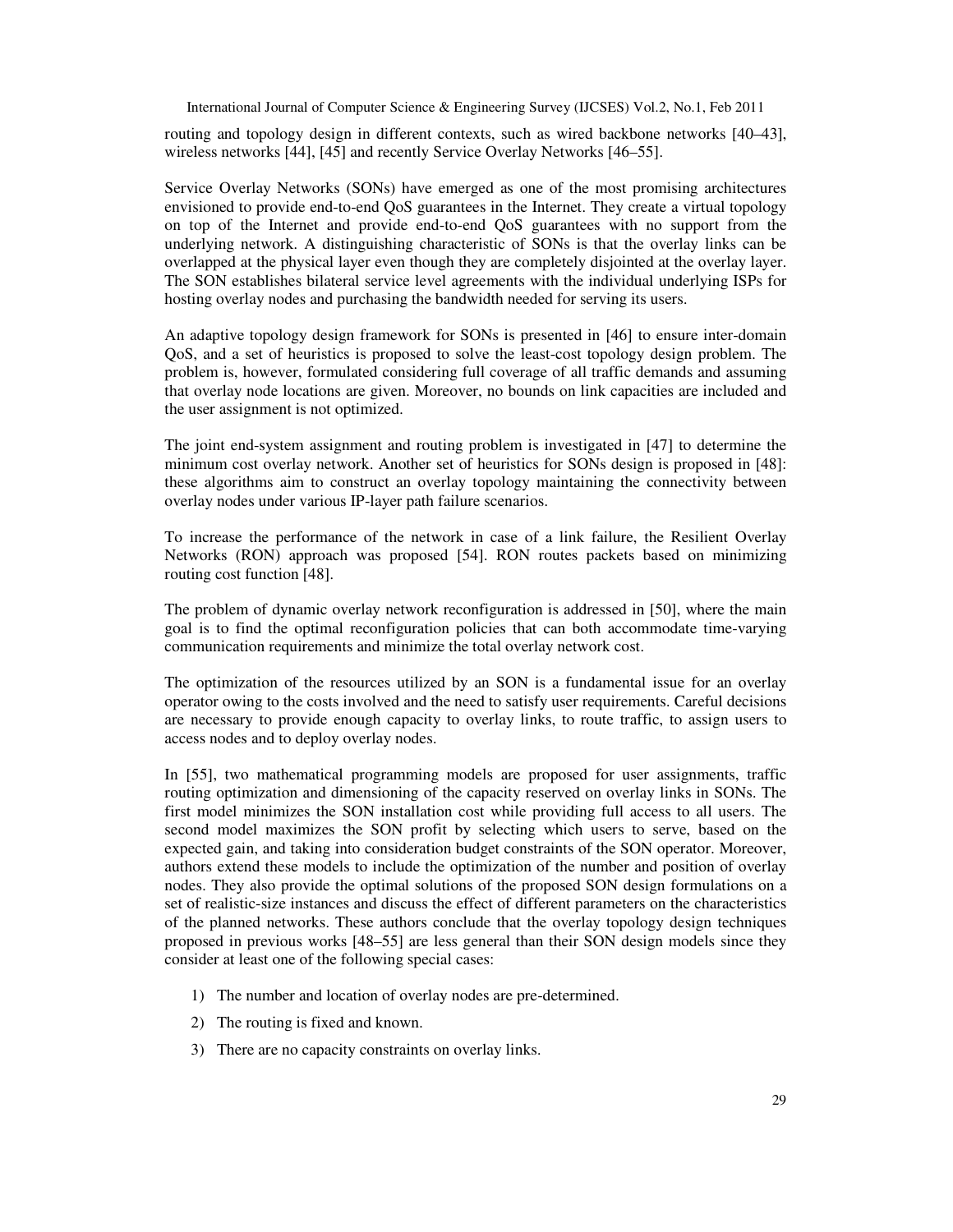routing and topology design in different contexts, such as wired backbone networks [40–43], wireless networks [44], [45] and recently Service Overlay Networks [46–55].

Service Overlay Networks (SONs) have emerged as one of the most promising architectures envisioned to provide end-to-end QoS guarantees in the Internet. They create a virtual topology on top of the Internet and provide end-to-end QoS guarantees with no support from the underlying network. A distinguishing characteristic of SONs is that the overlay links can be overlapped at the physical layer even though they are completely disjointed at the overlay layer. The SON establishes bilateral service level agreements with the individual underlying ISPs for hosting overlay nodes and purchasing the bandwidth needed for serving its users.

An adaptive topology design framework for SONs is presented in [46] to ensure inter-domain QoS, and a set of heuristics is proposed to solve the least-cost topology design problem. The problem is, however, formulated considering full coverage of all traffic demands and assuming that overlay node locations are given. Moreover, no bounds on link capacities are included and the user assignment is not optimized.

The joint end-system assignment and routing problem is investigated in [47] to determine the minimum cost overlay network. Another set of heuristics for SONs design is proposed in [48]: these algorithms aim to construct an overlay topology maintaining the connectivity between overlay nodes under various IP-layer path failure scenarios.

To increase the performance of the network in case of a link failure, the Resilient Overlay Networks (RON) approach was proposed [54]. RON routes packets based on minimizing routing cost function [48].

The problem of dynamic overlay network reconfiguration is addressed in [50], where the main goal is to find the optimal reconfiguration policies that can both accommodate time-varying communication requirements and minimize the total overlay network cost.

The optimization of the resources utilized by an SON is a fundamental issue for an overlay operator owing to the costs involved and the need to satisfy user requirements. Careful decisions are necessary to provide enough capacity to overlay links, to route traffic, to assign users to access nodes and to deploy overlay nodes.

In [55], two mathematical programming models are proposed for user assignments, traffic routing optimization and dimensioning of the capacity reserved on overlay links in SONs. The first model minimizes the SON installation cost while providing full access to all users. The second model maximizes the SON profit by selecting which users to serve, based on the expected gain, and taking into consideration budget constraints of the SON operator. Moreover, authors extend these models to include the optimization of the number and position of overlay nodes. They also provide the optimal solutions of the proposed SON design formulations on a set of realistic-size instances and discuss the effect of different parameters on the characteristics of the planned networks. These authors conclude that the overlay topology design techniques proposed in previous works [48–55] are less general than their SON design models since they consider at least one of the following special cases:

1) The number and location of overlay nodes are pre-determined.
2) The routing is fixed and known.
3) There are no capacity constraints on overlay links.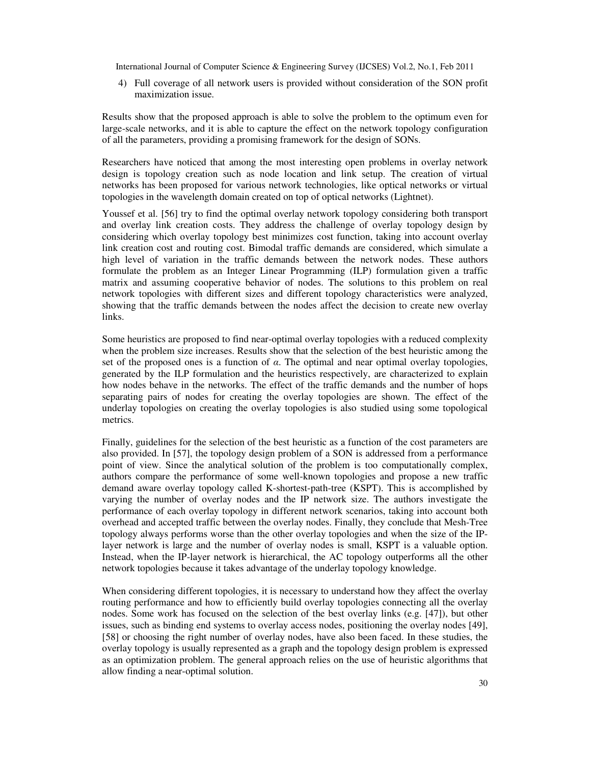4) Full coverage of all network users is provided without consideration of the SON profit maximization issue.

Results show that the proposed approach is able to solve the problem to the optimum even for large-scale networks, and it is able to capture the effect on the network topology configuration of all the parameters, providing a promising framework for the design of SONs.

Researchers have noticed that among the most interesting open problems in overlay network design is topology creation such as node location and link setup. The creation of virtual networks has been proposed for various network technologies, like optical networks or virtual topologies in the wavelength domain created on top of optical networks (Lightnet).

Youssef et al. [56] try to find the optimal overlay network topology considering both transport and overlay link creation costs. They address the challenge of overlay topology design by considering which overlay topology best minimizes cost function, taking into account overlay link creation cost and routing cost. Bimodal traffic demands are considered, which simulate a high level of variation in the traffic demands between the network nodes. These authors formulate the problem as an Integer Linear Programming (ILP) formulation given a traffic matrix and assuming cooperative behavior of nodes. The solutions to this problem on real network topologies with different sizes and different topology characteristics were analyzed, showing that the traffic demands between the nodes affect the decision to create new overlay links.

Some heuristics are proposed to find near-optimal overlay topologies with a reduced complexity when the problem size increases. Results show that the selection of the best heuristic among the set of the proposed ones is a function of $\alpha$. The optimal and near optimal overlay topologies, generated by the ILP formulation and the heuristics respectively, are characterized to explain how nodes behave in the networks. The effect of the traffic demands and the number of hops separating pairs of nodes for creating the overlay topologies are shown. The effect of the underlay topologies on creating the overlay topologies is also studied using some topological metrics.

Finally, guidelines for the selection of the best heuristic as a function of the cost parameters are also provided. In [57], the topology design problem of a SON is addressed from a performance point of view. Since the analytical solution of the problem is too computationally complex, authors compare the performance of some well-known topologies and propose a new traffic demand aware overlay topology called K-shortest-path-tree (KSPT). This is accomplished by varying the number of overlay nodes and the IP network size. The authors investigate the performance of each overlay topology in different network scenarios, taking into account both overhead and accepted traffic between the overlay nodes. Finally, they conclude that Mesh-Tree topology always performs worse than the other overlay topologies and when the size of the IP-layer network is large and the number of overlay nodes is small, KSPT is a valuable option. Instead, when the IP-layer network is hierarchical, the AC topology outperforms all the other network topologies because it takes advantage of the underlay topology knowledge.

When considering different topologies, it is necessary to understand how they affect the overlay routing performance and how to efficiently build overlay topologies connecting all the overlay nodes. Some work has focused on the selection of the best overlay links (e.g. [47]), but other issues, such as binding end systems to overlay access nodes, positioning the overlay nodes [49], [58] or choosing the right number of overlay nodes, have also been faced. In these studies, the overlay topology is usually represented as a graph and the topology design problem is expressed as an optimization problem. The general approach relies on the use of heuristic algorithms that allow finding a near-optimal solution.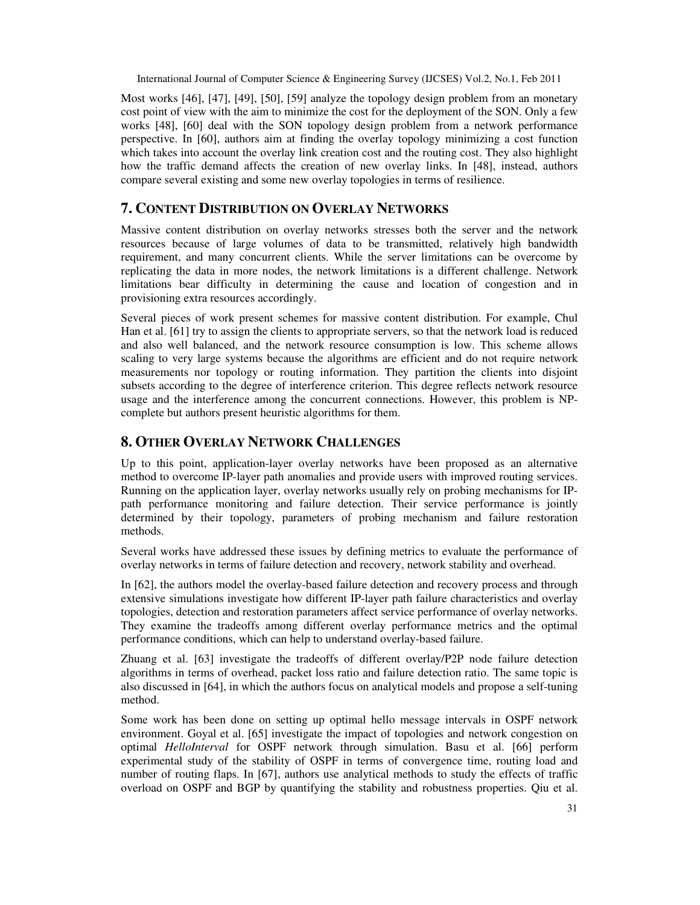Most works [46], [47], [49], [50], [59] analyze the topology design problem from an monetary cost point of view with the aim to minimize the cost for the deployment of the SON. Only a few works [48], [60] deal with the SON topology design problem from a network performance perspective. In [60], authors aim at finding the overlay topology minimizing a cost function which takes into account the overlay link creation cost and the routing cost. They also highlight how the traffic demand affects the creation of new overlay links. In [48], instead, authors compare several existing and some new overlay topologies in terms of resilience.

## 7. Content Distribution on Overlay Networks

Massive content distribution on overlay networks stresses both the server and the network resources because of large volumes of data to be transmitted, relatively high bandwidth requirement, and many concurrent clients. While the server limitations can be overcome by replicating the data in more nodes, the network limitations is a different challenge. Network limitations bear difficulty in determining the cause and location of congestion and in provisioning extra resources accordingly.

Several pieces of work present schemes for massive content distribution. For example, Chul Han et al. [61] try to assign the clients to appropriate servers, so that the network load is reduced and also well balanced, and the network resource consumption is low. This scheme allows scaling to very large systems because the algorithms are efficient and do not require network measurements nor topology or routing information. They partition the clients into disjoint subsets according to the degree of interference criterion. This degree reflects network resource usage and the interference among the concurrent connections. However, this problem is NP-complete but authors present heuristic algorithms for them.

## 8. Other Overlay Network Challenges

Up to this point, application-layer overlay networks have been proposed as an alternative method to overcome IP-layer path anomalies and provide users with improved routing services. Running on the application layer, overlay networks usually rely on probing mechanisms for IP-path performance monitoring and failure detection. Their service performance is jointly determined by their topology, parameters of probing mechanism and failure restoration methods.

Several works have addressed these issues by defining metrics to evaluate the performance of overlay networks in terms of failure detection and recovery, network stability and overhead.

In [62], the authors model the overlay-based failure detection and recovery process and through extensive simulations investigate how different IP-layer path failure characteristics and overlay topologies, detection and restoration parameters affect service performance of overlay networks. They examine the tradeoffs among different overlay performance metrics and the optimal performance conditions, which can help to understand overlay-based failure.

Zhuang et al. [63] investigate the tradeoffs of different overlay/P2P node failure detection algorithms in terms of overhead, packet loss ratio and failure detection ratio. The same topic is also discussed in [64], in which the authors focus on analytical models and propose a self-tuning method.

Some work has been done on setting up optimal hello message intervals in OSPF network environment. Goyal et al. [65] investigate the impact of topologies and network congestion on optimal *HelloInterval* for OSPF network through simulation. Basu et al. [66] perform experimental study of the stability of OSPF in terms of convergence time, routing load and number of routing flaps. In [67], authors use analytical methods to study the effects of traffic overload on OSPF and BGP by quantifying the stability and robustness properties. Qiu et al.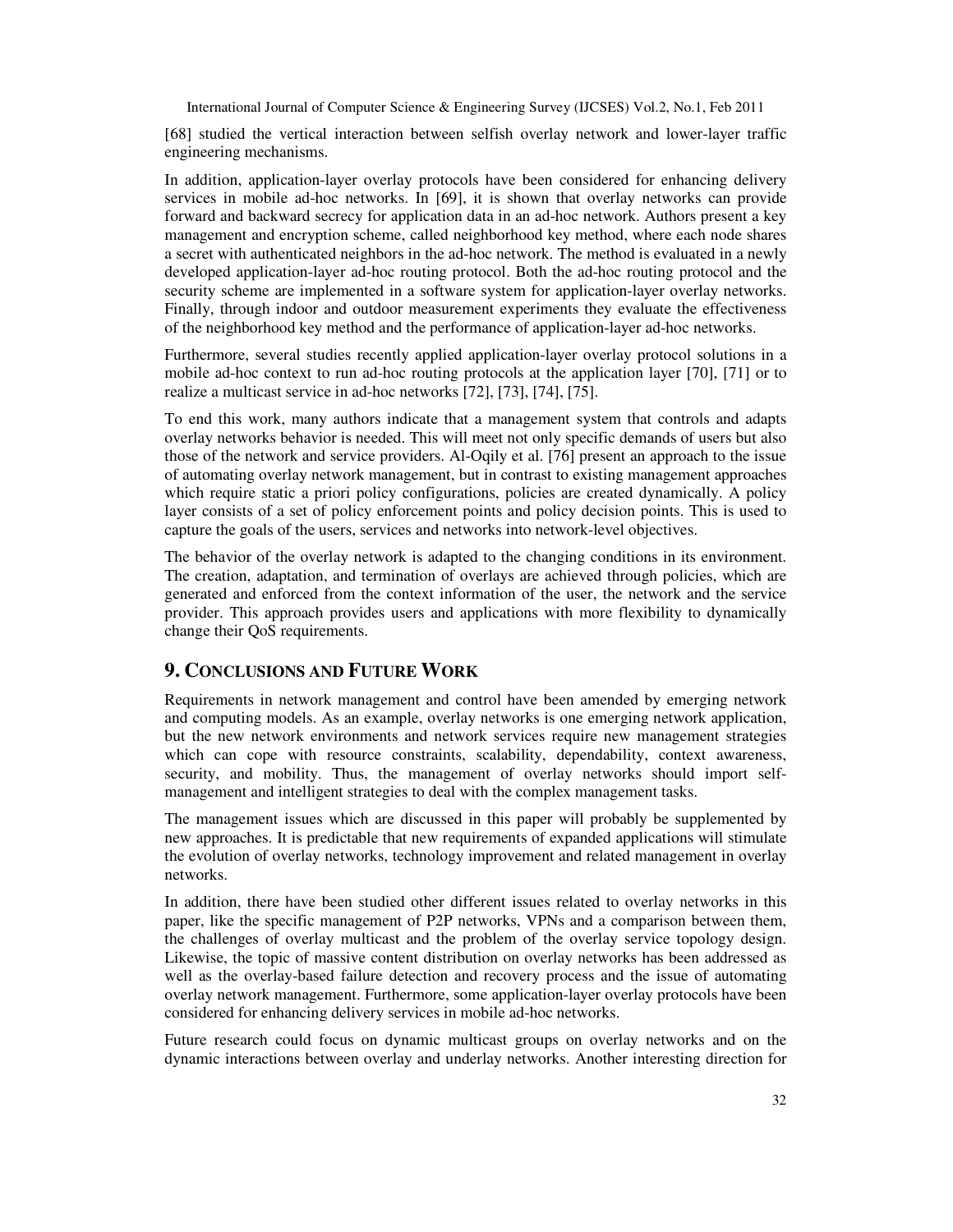[68] studied the vertical interaction between selfish overlay network and lower-layer traffic engineering mechanisms.

In addition, application-layer overlay protocols have been considered for enhancing delivery services in mobile ad-hoc networks. In [69], it is shown that overlay networks can provide forward and backward secrecy for application data in an ad-hoc network. Authors present a key management and encryption scheme, called neighborhood key method, where each node shares a secret with authenticated neighbors in the ad-hoc network. The method is evaluated in a newly developed application-layer ad-hoc routing protocol. Both the ad-hoc routing protocol and the security scheme are implemented in a software system for application-layer overlay networks. Finally, through indoor and outdoor measurement experiments they evaluate the effectiveness of the neighborhood key method and the performance of application-layer ad-hoc networks.

Furthermore, several studies recently applied application-layer overlay protocol solutions in a mobile ad-hoc context to run ad-hoc routing protocols at the application layer [70], [71] or to realize a multicast service in ad-hoc networks [72], [73], [74], [75].

To end this work, many authors indicate that a management system that controls and adapts overlay networks behavior is needed. This will meet not only specific demands of users but also those of the network and service providers. Al-Oqily et al. [76] present an approach to the issue of automating overlay network management, but in contrast to existing management approaches which require static a priori policy configurations, policies are created dynamically. A policy layer consists of a set of policy enforcement points and policy decision points. This is used to capture the goals of the users, services and networks into network-level objectives.

The behavior of the overlay network is adapted to the changing conditions in its environment. The creation, adaptation, and termination of overlays are achieved through policies, which are generated and enforced from the context information of the user, the network and the service provider. This approach provides users and applications with more flexibility to dynamically change their QoS requirements.

## 9. Conclusions and Future Work

Requirements in network management and control have been amended by emerging network and computing models. As an example, overlay networks is one emerging network application, but the new network environments and network services require new management strategies which can cope with resource constraints, scalability, dependability, context awareness, security, and mobility. Thus, the management of overlay networks should import self-management and intelligent strategies to deal with the complex management tasks.

The management issues which are discussed in this paper will probably be supplemented by new approaches. It is predictable that new requirements of expanded applications will stimulate the evolution of overlay networks, technology improvement and related management in overlay networks.

In addition, there have been studied other different issues related to overlay networks in this paper, like the specific management of P2P networks, VPNs and a comparison between them, the challenges of overlay multicast and the problem of the overlay service topology design. Likewise, the topic of massive content distribution on overlay networks has been addressed as well as the overlay-based failure detection and recovery process and the issue of automating overlay network management. Furthermore, some application-layer overlay protocols have been considered for enhancing delivery services in mobile ad-hoc networks.

Future research could focus on dynamic multicast groups on overlay networks and on the dynamic interactions between overlay and underlay networks. Another interesting direction for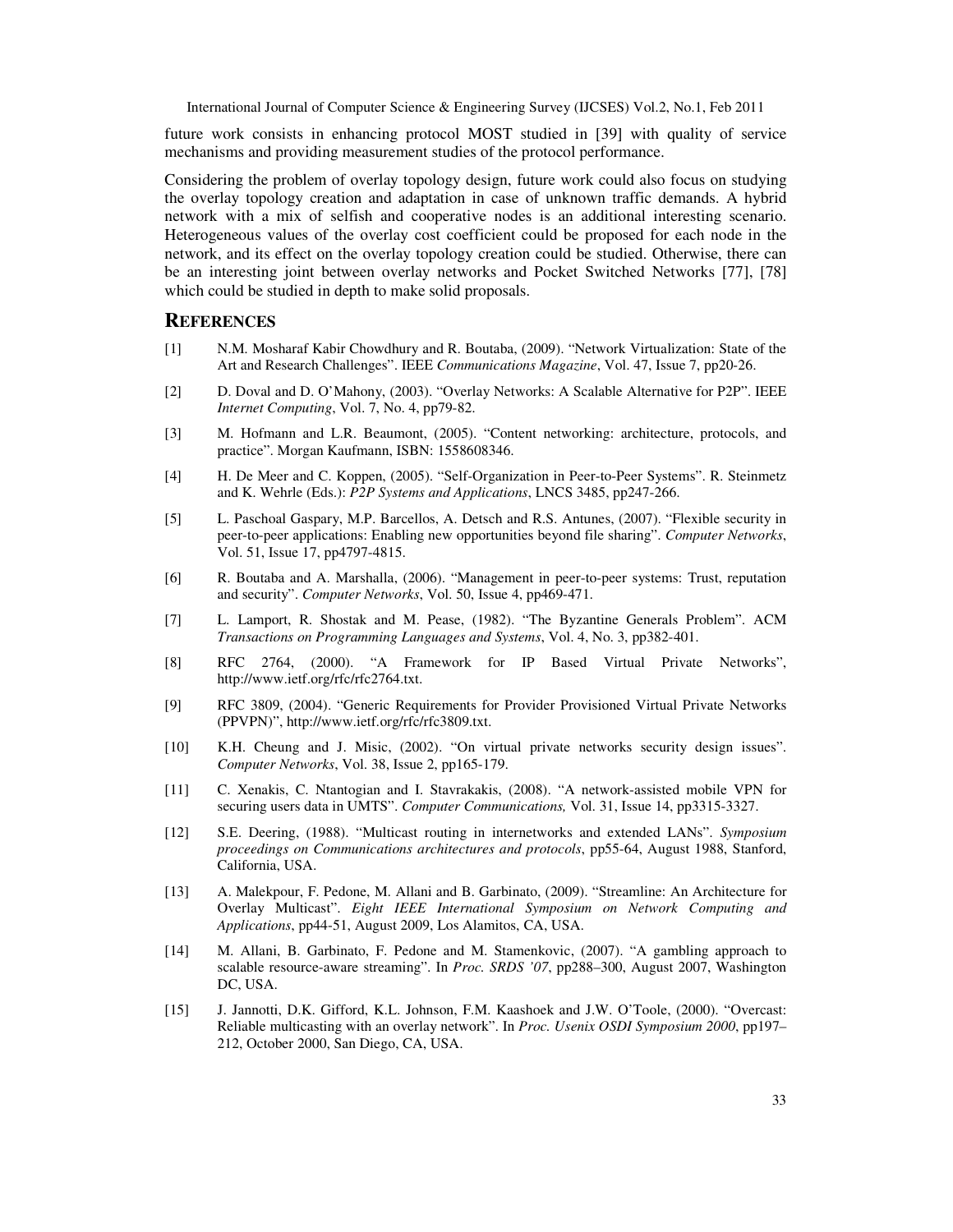future work consists in enhancing protocol MOST studied in [39] with quality of service mechanisms and providing measurement studies of the protocol performance.

Considering the problem of overlay topology design, future work could also focus on studying the overlay topology creation and adaptation in case of unknown traffic demands. A hybrid network with a mix of selfish and cooperative nodes is an additional interesting scenario. Heterogeneous values of the overlay cost coefficient could be proposed for each node in the network, and its effect on the overlay topology creation could be studied. Otherwise, there can be an interesting joint between overlay networks and Pocket Switched Networks [77], [78] which could be studied in depth to make solid proposals.

## REFERENCES

[1] N.M. Mosharaf Kabir Chowdhury and R. Boutaba, (2009). "Network Virtualization: State of the Art and Research Challenges". IEEE *Communications Magazine*, Vol. 47, Issue 7, pp20-26.

[2] D. Doval and D. O'Mahony, (2003). "Overlay Networks: A Scalable Alternative for P2P". IEEE *Internet Computing*, Vol. 7, No. 4, pp79-82.

[3] M. Hofmann and L.R. Beaumont, (2005). "Content networking: architecture, protocols, and practice". Morgan Kaufmann, ISBN: 1558608346.

[4] H. De Meer and C. Koppen, (2005). "Self-Organization in Peer-to-Peer Systems". R. Steinmetz and K. Wehrle (Eds.): *P2P Systems and Applications*, LNCS 3485, pp247-266.

[5] L. Paschoal Gaspary, M.P. Barcellos, A. Detsch and R.S. Antunes, (2007). "Flexible security in peer-to-peer applications: Enabling new opportunities beyond file sharing". *Computer Networks*, Vol. 51, Issue 17, pp4797-4815.

[6] R. Boutaba and A. Marshalla, (2006). "Management in peer-to-peer systems: Trust, reputation and security". *Computer Networks*, Vol. 50, Issue 4, pp469-471.

[7] L. Lamport, R. Shostak and M. Pease, (1982). "The Byzantine Generals Problem". ACM *Transactions on Programming Languages and Systems*, Vol. 4, No. 3, pp382-401.

[8] RFC 2764, (2000). "A Framework for IP Based Virtual Private Networks", http://www.ietf.org/rfc/rfc2764.txt.

[9] RFC 3809, (2004). "Generic Requirements for Provider Provisioned Virtual Private Networks (PPVPN)", http://www.ietf.org/rfc/rfc3809.txt.

[10] K.H. Cheung and J. Misic, (2002). "On virtual private networks security design issues". *Computer Networks*, Vol. 38, Issue 2, pp165-179.

[11] C. Xenakis, C. Ntantogian and I. Stavrakakis, (2008). "A network-assisted mobile VPN for securing users data in UMTS". *Computer Communications,* Vol. 31, Issue 14, pp3315-3327.

[12] S.E. Deering, (1988). "Multicast routing in internetworks and extended LANs". *Symposium proceedings on Communications architectures and protocols*, pp55-64, August 1988, Stanford, California, USA.

[13] A. Malekpour, F. Pedone, M. Allani and B. Garbinato, (2009). "Streamline: An Architecture for Overlay Multicast". *Eight IEEE International Symposium on Network Computing and Applications*, pp44-51, August 2009, Los Alamitos, CA, USA.

[14] M. Allani, B. Garbinato, F. Pedone and M. Stamenkovic, (2007). "A gambling approach to scalable resource-aware streaming". In *Proc. SRDS '07*, pp288–300, August 2007, Washington DC, USA.

[15] J. Jannotti, D.K. Gifford, K.L. Johnson, F.M. Kaashoek and J.W. O'Toole, (2000). "Overcast: Reliable multicasting with an overlay network". In *Proc. Usenix OSDI Symposium 2000*, pp197–212, October 2000, San Diego, CA, USA.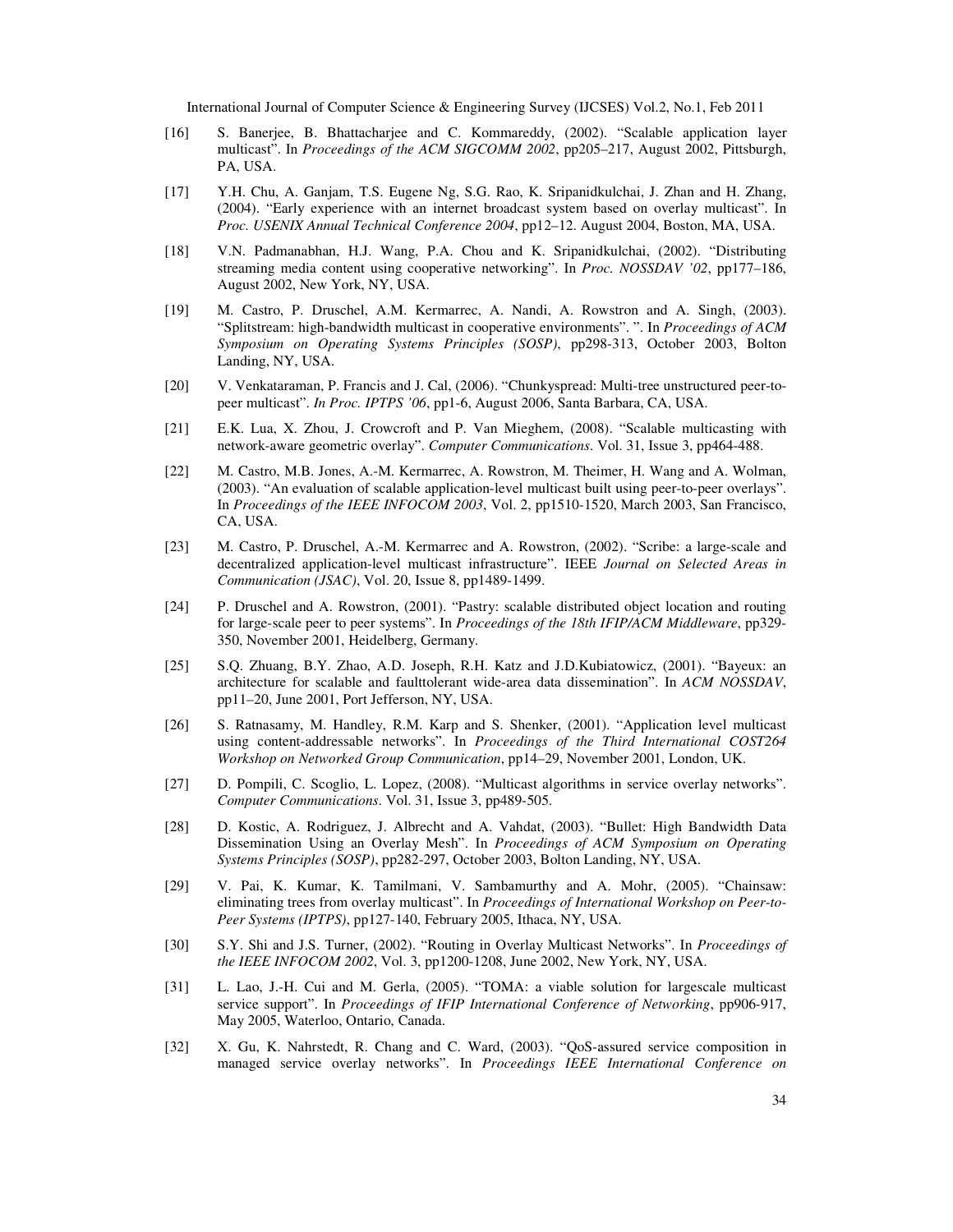[16] S. Banerjee, B. Bhattacharjee and C. Kommareddy, (2002). "Scalable application layer multicast". In *Proceedings of the ACM SIGCOMM 2002*, pp205–217, August 2002, Pittsburgh, PA, USA.

[17] Y.H. Chu, A. Ganjam, T.S. Eugene Ng, S.G. Rao, K. Sripanidkulchai, J. Zhan and H. Zhang, (2004). "Early experience with an internet broadcast system based on overlay multicast". In *Proc. USENIX Annual Technical Conference 2004*, pp12–12. August 2004, Boston, MA, USA.

[18] V.N. Padmanabhan, H.J. Wang, P.A. Chou and K. Sripanidkulchai, (2002). "Distributing streaming media content using cooperative networking". In *Proc. NOSSDAV '02*, pp177–186, August 2002, New York, NY, USA.

[19] M. Castro, P. Druschel, A.M. Kermarrec, A. Nandi, A. Rowstron and A. Singh, (2003). "Splitstream: high-bandwidth multicast in cooperative environments". ". In *Proceedings of ACM Symposium on Operating Systems Principles (SOSP)*, pp298-313, October 2003, Bolton Landing, NY, USA.

[20] V. Venkataraman, P. Francis and J. Cal, (2006). "Chunkyspread: Multi-tree unstructured peer-to-peer multicast". *In Proc. IPTPS '06*, pp1-6, August 2006, Santa Barbara, CA, USA.

[21] E.K. Lua, X. Zhou, J. Crowcroft and P. Van Mieghem, (2008). "Scalable multicasting with network-aware geometric overlay". *Computer Communications*. Vol. 31, Issue 3, pp464-488.

[22] M. Castro, M.B. Jones, A.-M. Kermarrec, A. Rowstron, M. Theimer, H. Wang and A. Wolman, (2003). "An evaluation of scalable application-level multicast built using peer-to-peer overlays". In *Proceedings of the IEEE INFOCOM 2003*, Vol. 2, pp1510-1520, March 2003, San Francisco, CA, USA.

[23] M. Castro, P. Druschel, A.-M. Kermarrec and A. Rowstron, (2002). "Scribe: a large-scale and decentralized application-level multicast infrastructure". IEEE *Journal on Selected Areas in Communication (JSAC)*, Vol. 20, Issue 8, pp1489-1499.

[24] P. Druschel and A. Rowstron, (2001). "Pastry: scalable distributed object location and routing for large-scale peer to peer systems". In *Proceedings of the 18th IFIP/ACM Middleware*, pp329-350, November 2001, Heidelberg, Germany.

[25] S.Q. Zhuang, B.Y. Zhao, A.D. Joseph, R.H. Katz and J.D.Kubiatowicz, (2001). "Bayeux: an architecture for scalable and faulttolerant wide-area data dissemination". In *ACM NOSSDAV*, pp11–20, June 2001, Port Jefferson, NY, USA.

[26] S. Ratnasamy, M. Handley, R.M. Karp and S. Shenker, (2001). "Application level multicast using content-addressable networks". In *Proceedings of the Third International COST264 Workshop on Networked Group Communication*, pp14–29, November 2001, London, UK.

[27] D. Pompili, C. Scoglio, L. Lopez, (2008). "Multicast algorithms in service overlay networks". *Computer Communications*. Vol. 31, Issue 3, pp489-505.

[28] D. Kostic, A. Rodriguez, J. Albrecht and A. Vahdat, (2003). "Bullet: High Bandwidth Data Dissemination Using an Overlay Mesh". In *Proceedings of ACM Symposium on Operating Systems Principles (SOSP)*, pp282-297, October 2003, Bolton Landing, NY, USA.

[29] V. Pai, K. Kumar, K. Tamilmani, V. Sambamurthy and A. Mohr, (2005). "Chainsaw: eliminating trees from overlay multicast". In *Proceedings of International Workshop on Peer-to-Peer Systems (IPTPS)*, pp127-140, February 2005, Ithaca, NY, USA.

[30] S.Y. Shi and J.S. Turner, (2002). "Routing in Overlay Multicast Networks". In *Proceedings of the IEEE INFOCOM 2002*, Vol. 3, pp1200-1208, June 2002, New York, NY, USA.

[31] L. Lao, J.-H. Cui and M. Gerla, (2005). "TOMA: a viable solution for largescale multicast service support". In *Proceedings of IFIP International Conference of Networking*, pp906-917, May 2005, Waterloo, Ontario, Canada.

[32] X. Gu, K. Nahrstedt, R. Chang and C. Ward, (2003). "QoS-assured service composition in managed service overlay networks". In *Proceedings IEEE International Conference on*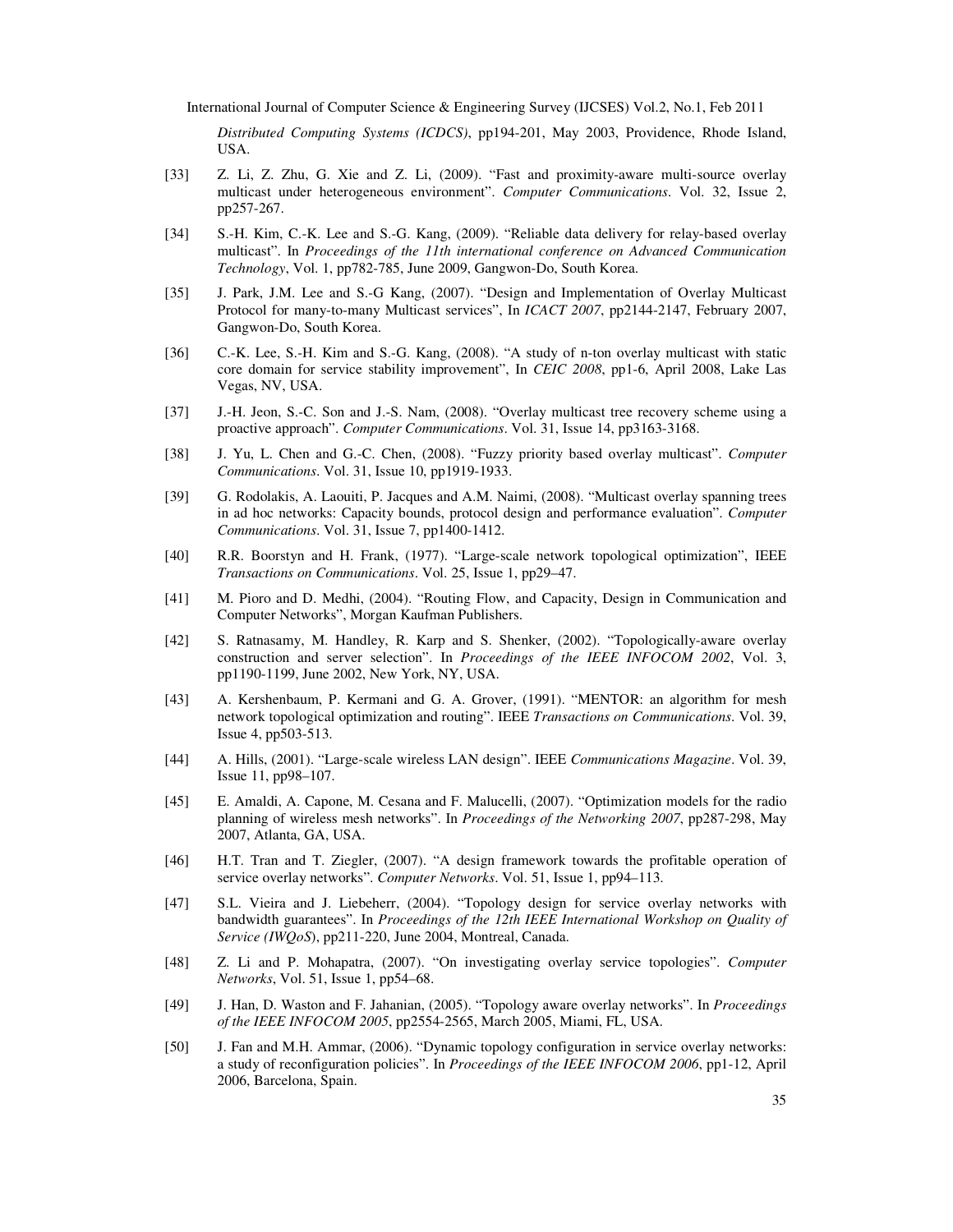*Distributed Computing Systems (ICDCS)*, pp194-201, May 2003, Providence, Rhode Island, USA.

[33] Z. Li, Z. Zhu, G. Xie and Z. Li, (2009). "Fast and proximity-aware multi-source overlay multicast under heterogeneous environment". *Computer Communications*. Vol. 32, Issue 2, pp257-267.

[34] S.-H. Kim, C.-K. Lee and S.-G. Kang, (2009). "Reliable data delivery for relay-based overlay multicast". In *Proceedings of the 11th international conference on Advanced Communication Technology*, Vol. 1, pp782-785, June 2009, Gangwon-Do, South Korea.

[35] J. Park, J.M. Lee and S.-G Kang, (2007). "Design and Implementation of Overlay Multicast Protocol for many-to-many Multicast services", In *ICACT 2007*, pp2144-2147, February 2007, Gangwon-Do, South Korea.

[36] C.-K. Lee, S.-H. Kim and S.-G. Kang, (2008). "A study of n-ton overlay multicast with static core domain for service stability improvement", In *CEIC 2008*, pp1-6, April 2008, Lake Las Vegas, NV, USA.

[37] J.-H. Jeon, S.-C. Son and J.-S. Nam, (2008). "Overlay multicast tree recovery scheme using a proactive approach". *Computer Communications*. Vol. 31, Issue 14, pp3163-3168.

[38] J. Yu, L. Chen and G.-C. Chen, (2008). "Fuzzy priority based overlay multicast". *Computer Communications*. Vol. 31, Issue 10, pp1919-1933.

[39] G. Rodolakis, A. Laouiti, P. Jacques and A.M. Naimi, (2008). "Multicast overlay spanning trees in ad hoc networks: Capacity bounds, protocol design and performance evaluation". *Computer Communications*. Vol. 31, Issue 7, pp1400-1412.

[40] R.R. Boorstyn and H. Frank, (1977). "Large-scale network topological optimization", IEEE *Transactions on Communications*. Vol. 25, Issue 1, pp29–47.

[41] M. Pioro and D. Medhi, (2004). "Routing Flow, and Capacity, Design in Communication and Computer Networks", Morgan Kaufman Publishers.

[42] S. Ratnasamy, M. Handley, R. Karp and S. Shenker, (2002). "Topologically-aware overlay construction and server selection". In *Proceedings of the IEEE INFOCOM 2002*, Vol. 3, pp1190-1199, June 2002, New York, NY, USA.

[43] A. Kershenbaum, P. Kermani and G. A. Grover, (1991). "MENTOR: an algorithm for mesh network topological optimization and routing". IEEE *Transactions on Communications*. Vol. 39, Issue 4, pp503-513.

[44] A. Hills, (2001). "Large-scale wireless LAN design". IEEE *Communications Magazine*. Vol. 39, Issue 11, pp98–107.

[45] E. Amaldi, A. Capone, M. Cesana and F. Malucelli, (2007). "Optimization models for the radio planning of wireless mesh networks". In *Proceedings of the Networking 2007*, pp287-298, May 2007, Atlanta, GA, USA.

[46] H.T. Tran and T. Ziegler, (2007). "A design framework towards the profitable operation of service overlay networks". *Computer Networks*. Vol. 51, Issue 1, pp94–113.

[47] S.L. Vieira and J. Liebeherr, (2004). "Topology design for service overlay networks with bandwidth guarantees". In *Proceedings of the 12th IEEE International Workshop on Quality of Service (IWQoS)*, pp211-220, June 2004, Montreal, Canada.

[48] Z. Li and P. Mohapatra, (2007). "On investigating overlay service topologies". *Computer Networks*, Vol. 51, Issue 1, pp54–68.

[49] J. Han, D. Waston and F. Jahanian, (2005). "Topology aware overlay networks". In *Proceedings of the IEEE INFOCOM 2005*, pp2554-2565, March 2005, Miami, FL, USA.

[50] J. Fan and M.H. Ammar, (2006). "Dynamic topology configuration in service overlay networks: a study of reconfiguration policies". In *Proceedings of the IEEE INFOCOM 2006*, pp1-12, April 2006, Barcelona, Spain.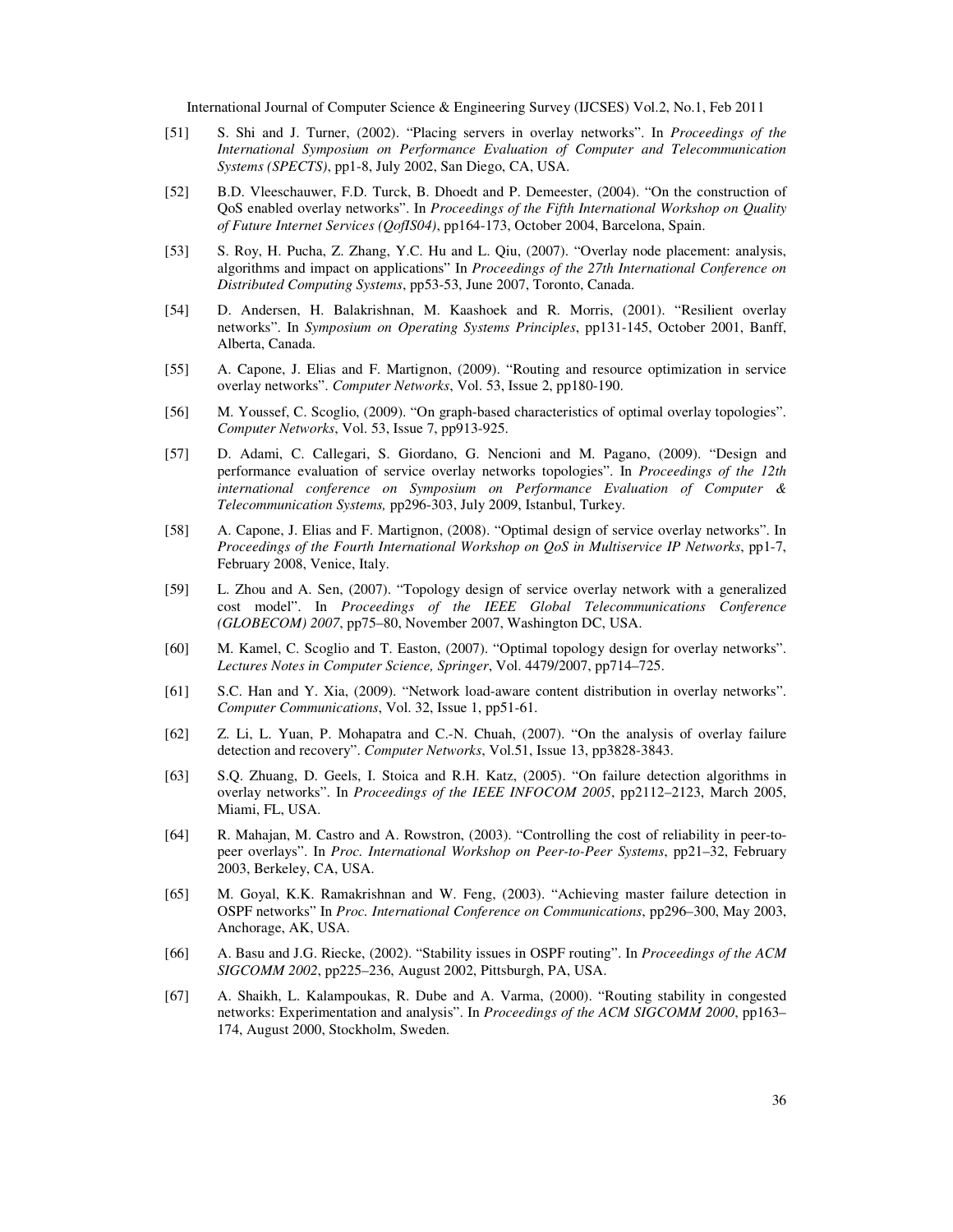[51] S. Shi and J. Turner, (2002). "Placing servers in overlay networks". In *Proceedings of the International Symposium on Performance Evaluation of Computer and Telecommunication Systems (SPECTS)*, pp1-8, July 2002, San Diego, CA, USA.

[52] B.D. Vleeschauwer, F.D. Turck, B. Dhoedt and P. Demeester, (2004). "On the construction of QoS enabled overlay networks". In *Proceedings of the Fifth International Workshop on Quality of Future Internet Services (QofIS04)*, pp164-173, October 2004, Barcelona, Spain.

[53] S. Roy, H. Pucha, Z. Zhang, Y.C. Hu and L. Qiu, (2007). "Overlay node placement: analysis, algorithms and impact on applications" In *Proceedings of the 27th International Conference on Distributed Computing Systems*, pp53-53, June 2007, Toronto, Canada.

[54] D. Andersen, H. Balakrishnan, M. Kaashoek and R. Morris, (2001). "Resilient overlay networks". In *Symposium on Operating Systems Principles*, pp131-145, October 2001, Banff, Alberta, Canada.

[55] A. Capone, J. Elias and F. Martignon, (2009). "Routing and resource optimization in service overlay networks". *Computer Networks*, Vol. 53, Issue 2, pp180-190.

[56] M. Youssef, C. Scoglio, (2009). "On graph-based characteristics of optimal overlay topologies". *Computer Networks*, Vol. 53, Issue 7, pp913-925.

[57] D. Adami, C. Callegari, S. Giordano, G. Nencioni and M. Pagano, (2009). "Design and performance evaluation of service overlay networks topologies". In *Proceedings of the 12th international conference on Symposium on Performance Evaluation of Computer & Telecommunication Systems,* pp296-303, July 2009, Istanbul, Turkey.

[58] A. Capone, J. Elias and F. Martignon, (2008). "Optimal design of service overlay networks". In *Proceedings of the Fourth International Workshop on QoS in Multiservice IP Networks*, pp1-7, February 2008, Venice, Italy.

[59] L. Zhou and A. Sen, (2007). "Topology design of service overlay network with a generalized cost model". In *Proceedings of the IEEE Global Telecommunications Conference (GLOBECOM) 2007*, pp75–80, November 2007, Washington DC, USA.

[60] M. Kamel, C. Scoglio and T. Easton, (2007). "Optimal topology design for overlay networks". *Lectures Notes in Computer Science, Springer*, Vol. 4479/2007, pp714–725.

[61] S.C. Han and Y. Xia, (2009). "Network load-aware content distribution in overlay networks". *Computer Communications*, Vol. 32, Issue 1, pp51-61.

[62] Z. Li, L. Yuan, P. Mohapatra and C.-N. Chuah, (2007). "On the analysis of overlay failure detection and recovery". *Computer Networks*, Vol.51, Issue 13, pp3828-3843.

[63] S.Q. Zhuang, D. Geels, I. Stoica and R.H. Katz, (2005). "On failure detection algorithms in overlay networks". In *Proceedings of the IEEE INFOCOM 2005*, pp2112–2123, March 2005, Miami, FL, USA.

[64] R. Mahajan, M. Castro and A. Rowstron, (2003). "Controlling the cost of reliability in peer-to-peer overlays". In *Proc. International Workshop on Peer-to-Peer Systems*, pp21–32, February 2003, Berkeley, CA, USA.

[65] M. Goyal, K.K. Ramakrishnan and W. Feng, (2003). "Achieving master failure detection in OSPF networks" In *Proc. International Conference on Communications*, pp296–300, May 2003, Anchorage, AK, USA.

[66] A. Basu and J.G. Riecke, (2002). "Stability issues in OSPF routing". In *Proceedings of the ACM SIGCOMM 2002*, pp225–236, August 2002, Pittsburgh, PA, USA.

[67] A. Shaikh, L. Kalampoukas, R. Dube and A. Varma, (2000). "Routing stability in congested networks: Experimentation and analysis". In *Proceedings of the ACM SIGCOMM 2000*, pp163–174, August 2000, Stockholm, Sweden.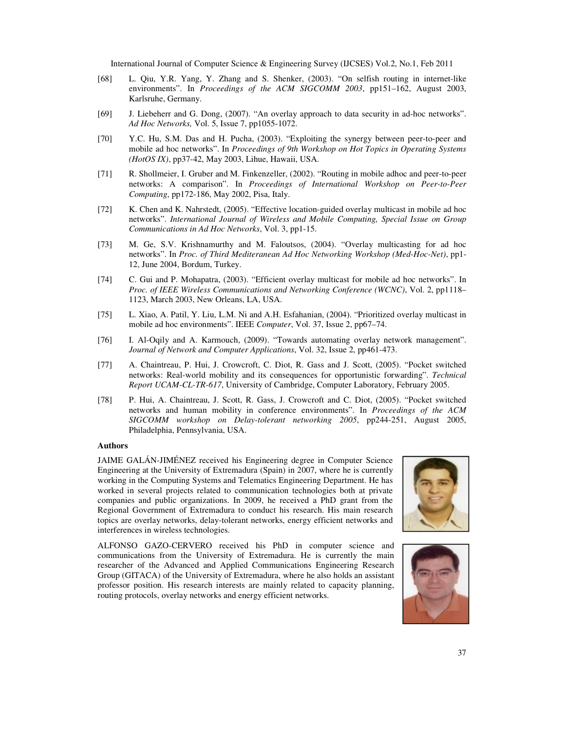[68] L. Qiu, Y.R. Yang, Y. Zhang and S. Shenker, (2003). "On selfish routing in internet-like environments". In *Proceedings of the ACM SIGCOMM 2003*, pp151–162, August 2003, Karlsruhe, Germany.

[69] J. Liebeherr and G. Dong, (2007). "An overlay approach to data security in ad-hoc networks". *Ad Hoc Networks,* Vol. 5, Issue 7, pp1055-1072.

[70] Y.C. Hu, S.M. Das and H. Pucha, (2003). "Exploiting the synergy between peer-to-peer and mobile ad hoc networks". In *Proceedings of 9th Workshop on Hot Topics in Operating Systems (HotOS IX)*, pp37-42, May 2003, Lihue, Hawaii, USA.

[71] R. Shollmeier, I. Gruber and M. Finkenzeller, (2002). "Routing in mobile adhoc and peer-to-peer networks: A comparison". In *Proceedings of International Workshop on Peer-to-Peer Computing*, pp172-186, May 2002, Pisa, Italy.

[72] K. Chen and K. Nahrstedt, (2005). "Effective location-guided overlay multicast in mobile ad hoc networks". *International Journal of Wireless and Mobile Computing, Special Issue on Group Communications in Ad Hoc Networks*, Vol. 3, pp1-15.

[73] M. Ge, S.V. Krishnamurthy and M. Faloutsos, (2004). "Overlay multicasting for ad hoc networks". In *Proc. of Third Mediteranean Ad Hoc Networking Workshop (Med-Hoc-Net)*, pp1-12, June 2004, Bordum, Turkey.

[74] C. Gui and P. Mohapatra, (2003). "Efficient overlay multicast for mobile ad hoc networks". In *Proc. of IEEE Wireless Communications and Networking Conference (WCNC)*, Vol. 2, pp1118–1123, March 2003, New Orleans, LA, USA.

[75] L. Xiao, A. Patil, Y. Liu, L.M. Ni and A.H. Esfahanian, (2004). "Prioritized overlay multicast in mobile ad hoc environments". IEEE *Computer*, Vol. 37, Issue 2, pp67–74.

[76] I. Al-Oqily and A. Karmouch, (2009). "Towards automating overlay network management". *Journal of Network and Computer Applications*, Vol. 32, Issue 2, pp461-473.

[77] A. Chaintreau, P. Hui, J. Crowcroft, C. Diot, R. Gass and J. Scott, (2005). "Pocket switched networks: Real-world mobility and its consequences for opportunistic forwarding". *Technical Report UCAM-CL-TR-617*, University of Cambridge, Computer Laboratory, February 2005.

[78] P. Hui, A. Chaintreau, J. Scott, R. Gass, J. Crowcroft and C. Diot, (2005). "Pocket switched networks and human mobility in conference environments". In *Proceedings of the ACM SIGCOMM workshop on Delay-tolerant networking 2005*, pp244-251, August 2005, Philadelphia, Pennsylvania, USA.

**Authors**

JAIME GALÁN-JIMÉNEZ received his Engineering degree in Computer Science Engineering at the University of Extremadura (Spain) in 2007, where he is currently working in the Computing Systems and Telematics Engineering Department. He has worked in several projects related to communication technologies both at private companies and public organizations. In 2009, he received a PhD grant from the Regional Government of Extremadura to conduct his research. His main research topics are overlay networks, delay-tolerant networks, energy efficient networks and interferences in wireless technologies.

ALFONSO GAZO-CERVERO received his PhD in computer science and communications from the University of Extremadura. He is currently the main researcher of the Advanced and Applied Communications Engineering Research Group (GITACA) of the University of Extremadura, where he also holds an assistant professor position. His research interests are mainly related to capacity planning, routing protocols, overlay networks and energy efficient networks.